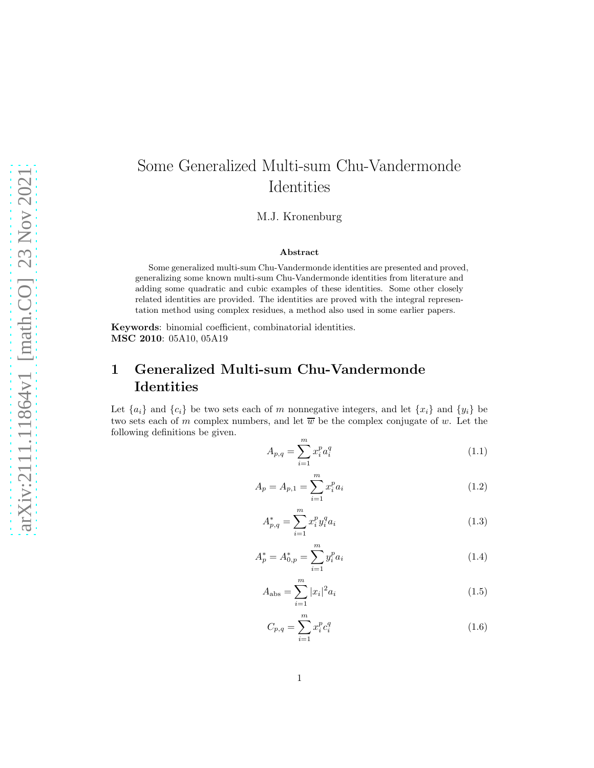// Some Generalized Multi-sum Chu-Vandermonde Identities

M.J. Kronenburg

**Abstract**

Some generalized multi-sum Chu-Vandermonde identities are presented and proved, generalizing some known multi-sum Chu-Vandermonde identities from literature and adding some quadratic and cubic examples of these identities. Some other closely related identities are provided. The identities are proved with the integral representation method using complex residues, a method also used in some earlier papers.

**Keywords**: binomial coefficient, combinatorial identities.
**MSC 2010**: 05A10, 05A19

## 1 Generalized Multi-sum Chu-Vandermonde Identities

Let $\{a_i\}$ and $\{c_i\}$ be two sets each of $m$ nonnegative integers, and let $\{x_i\}$ and $\{y_i\}$ be two sets each of $m$ complex numbers, and let $\overline{w}$ be the complex conjugate of $w$. Let the following definitions be given.

$$A_{p,q} = \sum_{i=1}^{m} x_i^p a_i^q \tag{1.1}$$

$$A_p = A_{p,1} = \sum_{i=1}^{m} x_i^p a_i \tag{1.2}$$

$$A^*_{p,q} = \sum_{i=1}^{m} x_i^p y_i^q a_i \tag{1.3}$$

$$A^*_p = A^*_{0,p} = \sum_{i=1}^{m} y_i^p a_i \tag{1.4}$$

$$A_{\text{abs}} = \sum_{i=1}^{m} |x_i|^2 a_i \tag{1.5}$$

$$C_{p,q} = \sum_{i=1}^{m} x_i^p c_i^q \tag{1.6}$$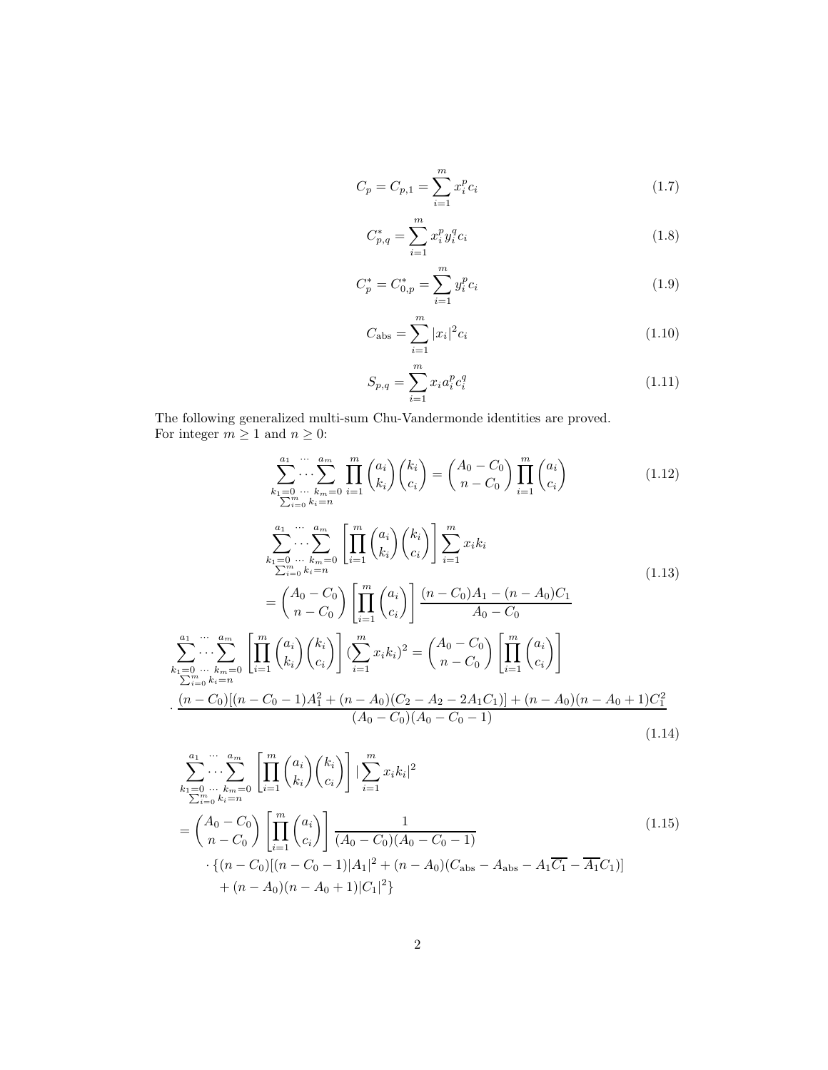$$C_p = C_{p,1} = \sum_{i=1}^{m} x_i^p c_i \tag{1.7}$$

$$C_{p,q}^* = \sum_{i=1}^{m} x_i^p y_i^q c_i \tag{1.8}$$

$$C_p^* = C_{0,p}^* = \sum_{i=1}^{m} y_i^p c_i \tag{1.9}$$

$$C_{\text{abs}} = \sum_{i=1}^{m} |x_i|^2 c_i \tag{1.10}$$

$$S_{p,q} = \sum_{i=1}^{m} x_i a_i^p c_i^q \tag{1.11}$$

The following generalized multi-sum Chu-Vandermonde identities are proved.
For integer $m \geq 1$ and $n \geq 0$:

$$\sum_{\substack{k_1=0 \\ \sum_{i=0}^{m} k_i = n}}^{a_1} \cdots \sum_{k_m=0}^{a_m} \prod_{i=1}^{m} \binom{a_i}{k_i}\binom{k_i}{c_i} = \binom{A_0 - C_0}{n - C_0} \prod_{i=1}^{m} \binom{a_i}{c_i} \tag{1.12}$$

$$\begin{aligned}
&\sum_{\substack{k_1=0 \\ \sum_{i=0}^{m} k_i = n}}^{a_1} \cdots \sum_{k_m=0}^{a_m} \left[\prod_{i=1}^{m} \binom{a_i}{k_i}\binom{k_i}{c_i}\right] \sum_{i=1}^{m} x_i k_i \\
&= \binom{A_0 - C_0}{n - C_0} \left[\prod_{i=1}^{m} \binom{a_i}{c_i}\right] \frac{(n - C_0)A_1 - (n - A_0)C_1}{A_0 - C_0}
\end{aligned} \tag{1.13}$$

$$\begin{aligned}
&\sum_{\substack{k_1=0 \\ \sum_{i=0}^{m} k_i = n}}^{a_1} \cdots \sum_{k_m=0}^{a_m} \left[\prod_{i=1}^{m} \binom{a_i}{k_i}\binom{k_i}{c_i}\right] (\sum_{i=1}^{m} x_i k_i)^2 = \binom{A_0 - C_0}{n - C_0} \left[\prod_{i=1}^{m} \binom{a_i}{c_i}\right] \\
&\cdot \frac{(n - C_0)[(n - C_0 - 1)A_1^2 + (n - A_0)(C_2 - A_2 - 2A_1C_1)] + (n - A_0)(n - A_0 + 1)C_1^2}{(A_0 - C_0)(A_0 - C_0 - 1)}
\end{aligned} \tag{1.14}$$

$$\begin{aligned}
&\sum_{\substack{k_1=0 \\ \sum_{i=0}^{m} k_i = n}}^{a_1} \cdots \sum_{k_m=0}^{a_m} \left[\prod_{i=1}^{m} \binom{a_i}{k_i}\binom{k_i}{c_i}\right] |\sum_{i=1}^{m} x_i k_i|^2 \\
&= \binom{A_0 - C_0}{n - C_0} \left[\prod_{i=1}^{m} \binom{a_i}{c_i}\right] \frac{1}{(A_0 - C_0)(A_0 - C_0 - 1)} \\
&\quad \cdot \{(n - C_0)[(n - C_0 - 1)|A_1|^2 + (n - A_0)(C_{\text{abs}} - A_{\text{abs}} - A_1\overline{C_1} - \overline{A_1}C_1)] \\
&\quad + (n - A_0)(n - A_0 + 1)|C_1|^2\}
\end{aligned} \tag{1.15}$$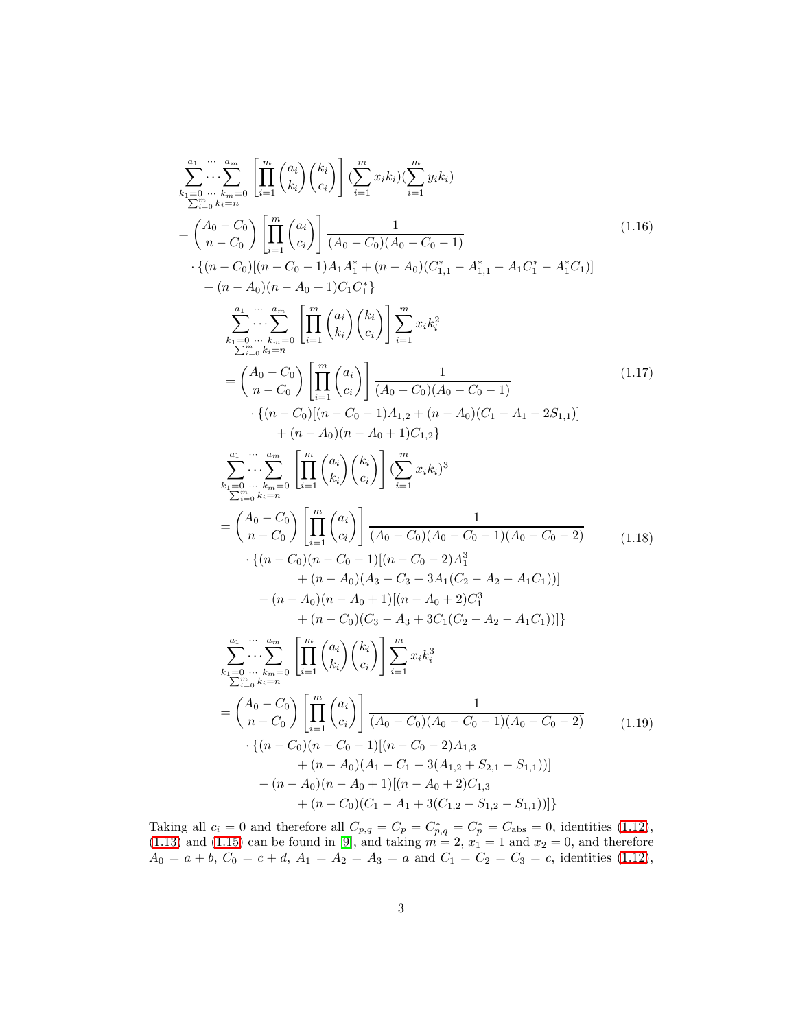$$
\begin{aligned}
&\sum_{\substack{k_1=0 \\ \sum_{i=0}^m k_i=n}}^{a_1} \cdots \sum_{k_m=0}^{a_m} \left[\prod_{i=1}^m \binom{a_i}{k_i}\binom{k_i}{c_i}\right] (\sum_{i=1}^m x_i k_i)(\sum_{i=1}^m y_i k_i) \\
&= \binom{A_0 - C_0}{n - C_0} \left[\prod_{i=1}^m \binom{a_i}{c_i}\right] \frac{1}{(A_0 - C_0)(A_0 - C_0 - 1)} \\
&\quad \cdot \{(n - C_0)[(n - C_0 - 1)A_1 A_1^* + (n - A_0)(C_{1,1}^* - A_{1,1}^* - A_1 C_1^* - A_1^* C_1)] \\
&\quad + (n - A_0)(n - A_0 + 1)C_1 C_1^*\}
\end{aligned}
\tag{1.16}
$$

$$
\begin{aligned}
&\sum_{\substack{k_1=0 \\ \sum_{i=0}^m k_i=n}}^{a_1} \cdots \sum_{k_m=0}^{a_m} \left[\prod_{i=1}^m \binom{a_i}{k_i}\binom{k_i}{c_i}\right] \sum_{i=1}^m x_i k_i^2 \\
&= \binom{A_0 - C_0}{n - C_0} \left[\prod_{i=1}^m \binom{a_i}{c_i}\right] \frac{1}{(A_0 - C_0)(A_0 - C_0 - 1)} \\
&\quad \cdot \{(n - C_0)[(n - C_0 - 1)A_{1,2} + (n - A_0)(C_1 - A_1 - 2S_{1,1})] \\
&\quad + (n - A_0)(n - A_0 + 1)C_{1,2}\}
\end{aligned}
\tag{1.17}
$$

$$
\begin{aligned}
&\sum_{\substack{k_1=0 \\ \sum_{i=0}^m k_i=n}}^{a_1} \cdots \sum_{k_m=0}^{a_m} \left[\prod_{i=1}^m \binom{a_i}{k_i}\binom{k_i}{c_i}\right] (\sum_{i=1}^m x_i k_i)^3 \\
&= \binom{A_0 - C_0}{n - C_0} \left[\prod_{i=1}^m \binom{a_i}{c_i}\right] \frac{1}{(A_0 - C_0)(A_0 - C_0 - 1)(A_0 - C_0 - 2)} \\
&\quad \cdot \{(n - C_0)(n - C_0 - 1)[(n - C_0 - 2)A_1^3 \\
&\quad + (n - A_0)(A_3 - C_3 + 3A_1(C_2 - A_2 - A_1 C_1))] \\
&\quad - (n - A_0)(n - A_0 + 1)[(n - A_0 + 2)C_1^3 \\
&\quad + (n - C_0)(C_3 - A_3 + 3C_1(C_2 - A_2 - A_1 C_1))]\}
\end{aligned}
\tag{1.18}
$$

$$
\begin{aligned}
&\sum_{\substack{k_1=0 \\ \sum_{i=0}^m k_i=n}}^{a_1} \cdots \sum_{k_m=0}^{a_m} \left[\prod_{i=1}^m \binom{a_i}{k_i}\binom{k_i}{c_i}\right] \sum_{i=1}^m x_i k_i^3 \\
&= \binom{A_0 - C_0}{n - C_0} \left[\prod_{i=1}^m \binom{a_i}{c_i}\right] \frac{1}{(A_0 - C_0)(A_0 - C_0 - 1)(A_0 - C_0 - 2)} \\
&\quad \cdot \{(n - C_0)(n - C_0 - 1)[(n - C_0 - 2)A_{1,3} \\
&\quad + (n - A_0)(A_1 - C_1 - 3(A_{1,2} + S_{2,1} - S_{1,1}))] \\
&\quad - (n - A_0)(n - A_0 + 1)[(n - A_0 + 2)C_{1,3} \\
&\quad + (n - C_0)(C_1 - A_1 + 3(C_{1,2} - S_{1,2} - S_{1,1}))]\}
\end{aligned}
\tag{1.19}
$$

Taking all $c_i = 0$ and therefore all $C_{p,q} = C_p = C_{p,q}^* = C_p^* = C_{\text{abs}} = 0$, identities (1.12), (1.13) and (1.15) can be found in [9], and taking $m = 2$, $x_1 = 1$ and $x_2 = 0$, and therefore $A_0 = a + b$, $C_0 = c + d$, $A_1 = A_2 = A_3 = a$ and $C_1 = C_2 = C_3 = c$, identities (1.12),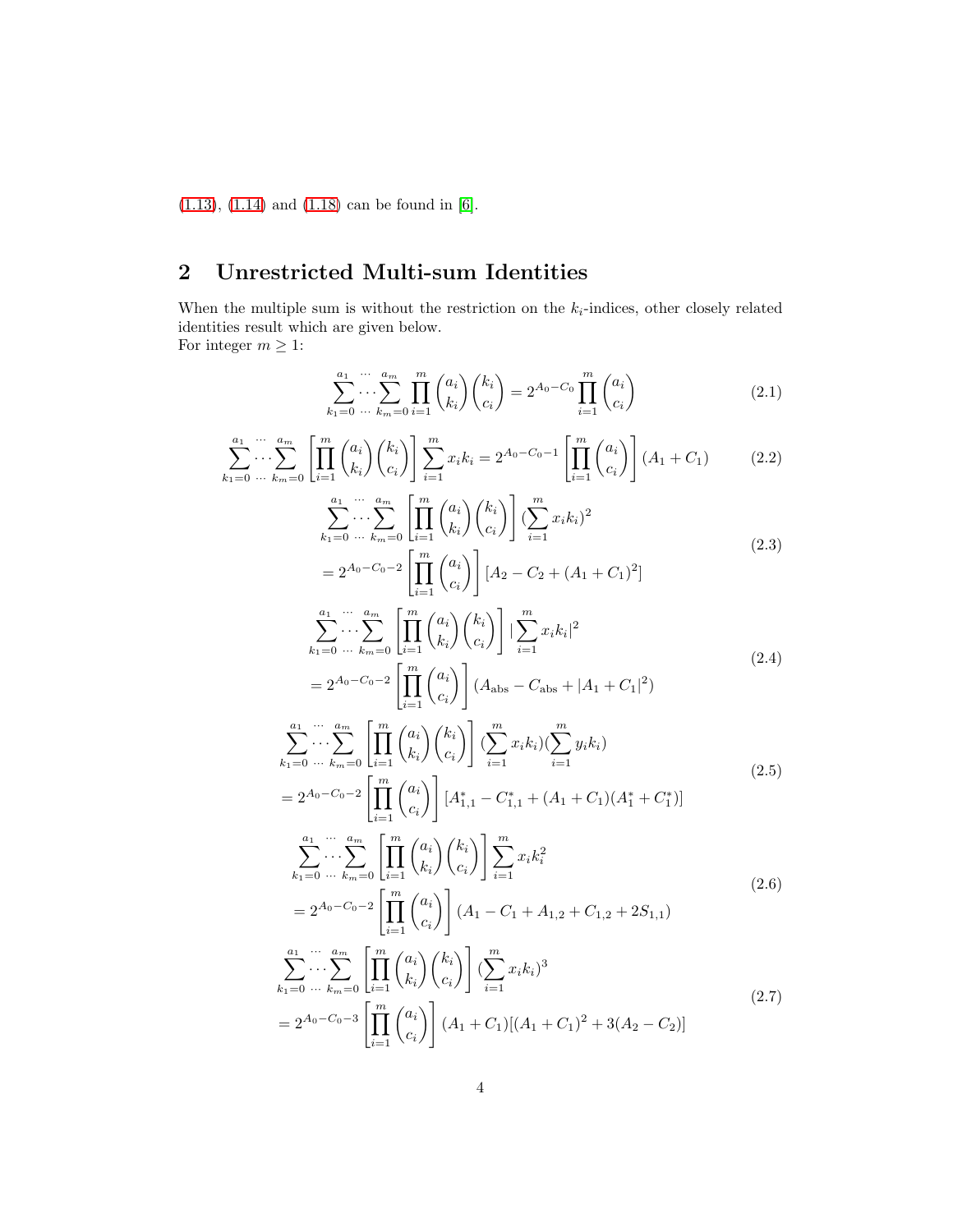(1.13), (1.14) and (1.18) can be found in [6].

## 2 Unrestricted Multi-sum Identities

When the multiple sum is without the restriction on the $k_i$-indices, other closely related identities result which are given below.
For integer $m \geq 1$:

$$\sum_{k_1=0}^{a_1} \cdots \sum_{k_m=0}^{a_m} \prod_{i=1}^{m} \binom{a_i}{k_i}\binom{k_i}{c_i} = 2^{A_0 - C_0} \prod_{i=1}^{m} \binom{a_i}{c_i} \tag{2.1}$$

$$\sum_{k_1=0}^{a_1} \cdots \sum_{k_m=0}^{a_m} \left[\prod_{i=1}^{m} \binom{a_i}{k_i}\binom{k_i}{c_i}\right] \sum_{i=1}^{m} x_i k_i = 2^{A_0 - C_0 - 1} \left[\prod_{i=1}^{m} \binom{a_i}{c_i}\right] (A_1 + C_1) \tag{2.2}$$

$$\begin{aligned} &\sum_{k_1=0}^{a_1} \cdots \sum_{k_m=0}^{a_m} \left[\prod_{i=1}^{m} \binom{a_i}{k_i}\binom{k_i}{c_i}\right] (\sum_{i=1}^{m} x_i k_i)^2 \\ &= 2^{A_0 - C_0 - 2} \left[\prod_{i=1}^{m} \binom{a_i}{c_i}\right] [A_2 - C_2 + (A_1 + C_1)^2] \end{aligned} \tag{2.3}$$

$$\begin{aligned} &\sum_{k_1=0}^{a_1} \cdots \sum_{k_m=0}^{a_m} \left[\prod_{i=1}^{m} \binom{a_i}{k_i}\binom{k_i}{c_i}\right] |\sum_{i=1}^{m} x_i k_i|^2 \\ &= 2^{A_0 - C_0 - 2} \left[\prod_{i=1}^{m} \binom{a_i}{c_i}\right] (A_{\text{abs}} - C_{\text{abs}} + |A_1 + C_1|^2) \end{aligned} \tag{2.4}$$

$$\begin{aligned} &\sum_{k_1=0}^{a_1} \cdots \sum_{k_m=0}^{a_m} \left[\prod_{i=1}^{m} \binom{a_i}{k_i}\binom{k_i}{c_i}\right] (\sum_{i=1}^{m} x_i k_i)(\sum_{i=1}^{m} y_i k_i) \\ &= 2^{A_0 - C_0 - 2} \left[\prod_{i=1}^{m} \binom{a_i}{c_i}\right] [A_{1,1}^* - C_{1,1}^* + (A_1 + C_1)(A_1^* + C_1^*)] \end{aligned} \tag{2.5}$$

$$\begin{aligned} &\sum_{k_1=0}^{a_1} \cdots \sum_{k_m=0}^{a_m} \left[\prod_{i=1}^{m} \binom{a_i}{k_i}\binom{k_i}{c_i}\right] \sum_{i=1}^{m} x_i k_i^2 \\ &= 2^{A_0 - C_0 - 2} \left[\prod_{i=1}^{m} \binom{a_i}{c_i}\right] (A_1 - C_1 + A_{1,2} + C_{1,2} + 2S_{1,1}) \end{aligned} \tag{2.6}$$

$$\begin{aligned} &\sum_{k_1=0}^{a_1} \cdots \sum_{k_m=0}^{a_m} \left[\prod_{i=1}^{m} \binom{a_i}{k_i}\binom{k_i}{c_i}\right] (\sum_{i=1}^{m} x_i k_i)^3 \\ &= 2^{A_0 - C_0 - 3} \left[\prod_{i=1}^{m} \binom{a_i}{c_i}\right] (A_1 + C_1)[(A_1 + C_1)^2 + 3(A_2 - C_2)] \end{aligned} \tag{2.7}$$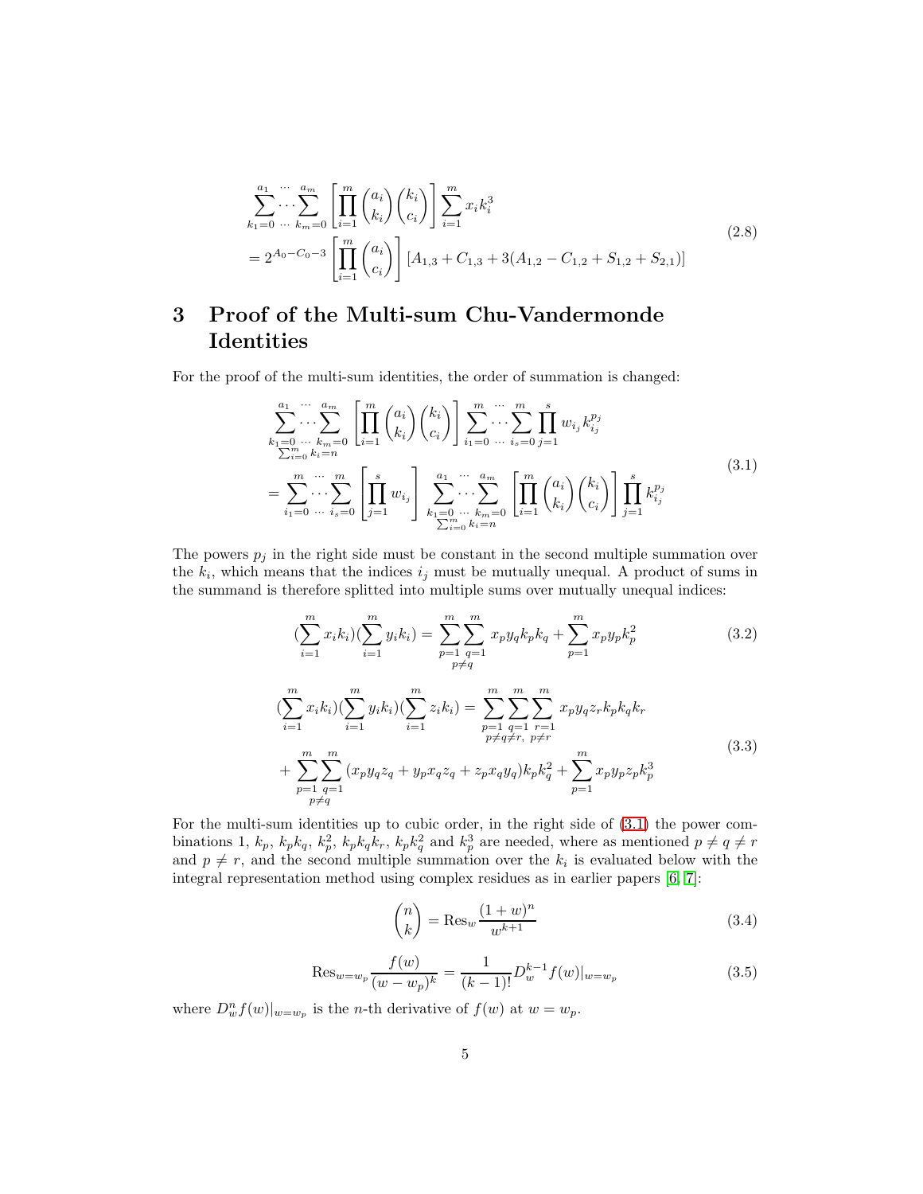$$
\begin{aligned}
&\sum_{k_1=0}^{a_1}\cdots\sum_{k_m=0}^{a_m}\left[\prod_{i=1}^{m}\binom{a_i}{k_i}\binom{k_i}{c_i}\right]\sum_{i=1}^{m}x_i k_i^3 \\
&= 2^{A_0-C_0-3}\left[\prod_{i=1}^{m}\binom{a_i}{c_i}\right][A_{1,3}+C_{1,3}+3(A_{1,2}-C_{1,2}+S_{1,2}+S_{2,1})]
\end{aligned}
\tag{2.8}
$$

# 3 Proof of the Multi-sum Chu-Vandermonde Identities

For the proof of the multi-sum identities, the order of summation is changed:

$$
\begin{aligned}
&\sum_{\substack{k_1=0 \\ \sum_{i=0}^{m} k_i = n}}^{a_1}\cdots\sum_{k_m=0}^{a_m}\left[\prod_{i=1}^{m}\binom{a_i}{k_i}\binom{k_i}{c_i}\right]\sum_{i_1=0}^{m}\cdots\sum_{i_s=0}^{m}\prod_{j=1}^{s}w_{i_j}k_{i_j}^{p_j} \\
&= \sum_{i_1=0}^{m}\cdots\sum_{i_s=0}^{m}\left[\prod_{j=1}^{s}w_{i_j}\right]\sum_{\substack{k_1=0 \\ \sum_{i=0}^{m} k_i = n}}^{a_1}\cdots\sum_{k_m=0}^{a_m}\left[\prod_{i=1}^{m}\binom{a_i}{k_i}\binom{k_i}{c_i}\right]\prod_{j=1}^{s}k_{i_j}^{p_j}
\end{aligned}
\tag{3.1}
$$

The powers $p_j$ in the right side must be constant in the second multiple summation over the $k_i$, which means that the indices $i_j$ must be mutually unequal. A product of sums in the summand is therefore splitted into multiple sums over mutually unequal indices:

$$
\left(\sum_{i=1}^{m}x_i k_i\right)\left(\sum_{i=1}^{m}y_i k_i\right) = \sum_{\substack{p=1 \\ p\neq q}}^{m}\sum_{q=1}^{m}x_p y_q k_p k_q + \sum_{p=1}^{m}x_p y_p k_p^2
\tag{3.2}
$$

$$
\begin{aligned}
\left(\sum_{i=1}^{m}x_i k_i\right)\left(\sum_{i=1}^{m}y_i k_i\right)\left(\sum_{i=1}^{m}z_i k_i\right) &= \sum_{\substack{p=1 \\ p\neq q\neq r,}}^{m}\sum_{q=1}^{m}\sum_{\substack{r=1 \\ p\neq r}}^{m}x_p y_q z_r k_p k_q k_r \\
&+ \sum_{\substack{p=1 \\ p\neq q}}^{m}\sum_{q=1}^{m}(x_p y_q z_q + y_p x_q z_q + z_p x_q y_q)k_p k_q^2 + \sum_{p=1}^{m}x_p y_p z_p k_p^3
\end{aligned}
\tag{3.3}
$$

For the multi-sum identities up to cubic order, in the right side of (3.1) the power combinations 1, $k_p$, $k_p k_q$, $k_p^2$, $k_p k_q k_r$, $k_p k_q^2$ and $k_p^3$ are needed, where as mentioned $p \neq q \neq r$ and $p \neq r$, and the second multiple summation over the $k_i$ is evaluated below with the integral representation method using complex residues as in earlier papers [6, 7]:

$$
\binom{n}{k} = \operatorname{Res}_w \frac{(1+w)^n}{w^{k+1}}
\tag{3.4}
$$

$$
\operatorname{Res}_{w=w_p}\frac{f(w)}{(w-w_p)^k} = \frac{1}{(k-1)!}D_w^{k-1}f(w)|_{w=w_p}
\tag{3.5}
$$

where $D_w^n f(w)|_{w=w_p}$ is the $n$-th derivative of $f(w)$ at $w = w_p$.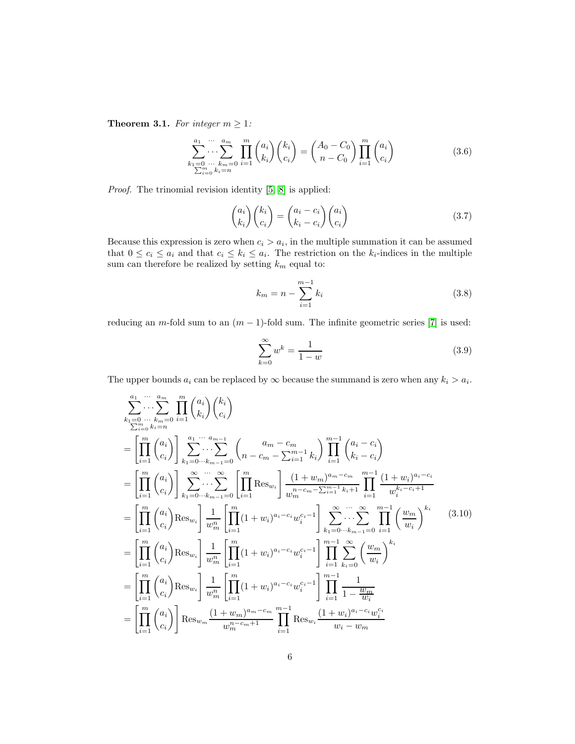**Theorem 3.1.** *For integer $m \geq 1$:*

$$\sum_{\substack{k_1=0 \\ \sum_{i=0}^m k_i = n}}^{a_1} \cdots \sum_{k_m=0}^{a_m} \prod_{i=1}^m \binom{a_i}{k_i}\binom{k_i}{c_i} = \binom{A_0 - C_0}{n - C_0} \prod_{i=1}^m \binom{a_i}{c_i} \tag{3.6}$$

*Proof.* The trinomial revision identity [5, 8] is applied:

$$\binom{a_i}{k_i}\binom{k_i}{c_i} = \binom{a_i - c_i}{k_i - c_i}\binom{a_i}{c_i} \tag{3.7}$$

Because this expression is zero when $c_i > a_i$, in the multiple summation it can be assumed that $0 \leq c_i \leq a_i$ and that $c_i \leq k_i \leq a_i$. The restriction on the $k_i$-indices in the multiple sum can therefore be realized by setting $k_m$ equal to:

$$k_m = n - \sum_{i=1}^{m-1} k_i \tag{3.8}$$

reducing an $m$-fold sum to an $(m-1)$-fold sum. The infinite geometric series [7] is used:

$$\sum_{k=0}^{\infty} w^k = \frac{1}{1-w} \tag{3.9}$$

The upper bounds $a_i$ can be replaced by $\infty$ because the summand is zero when any $k_i > a_i$.

$$\begin{aligned}
&\sum_{\substack{k_1=0 \\ \sum_{i=0}^m k_i = n}}^{a_1} \cdots \sum_{k_m=0}^{a_m} \prod_{i=1}^m \binom{a_i}{k_i}\binom{k_i}{c_i} \\
&= \left[\prod_{i=1}^m \binom{a_i}{c_i}\right] \sum_{k_1=0}^{a_1} \cdots \sum_{k_{m-1}=0}^{a_{m-1}} \binom{a_m - c_m}{n - c_m - \sum_{i=1}^{m-1} k_i} \prod_{i=1}^{m-1} \binom{a_i - c_i}{k_i - c_i} \\
&= \left[\prod_{i=1}^m \binom{a_i}{c_i}\right] \sum_{k_1=0}^{\infty} \cdots \sum_{k_{m-1}=0}^{\infty} \left[\prod_{i=1}^m \operatorname{Res}_{w_i}\right] \frac{(1+w_m)^{a_m - c_m}}{w_m^{n - c_m - \sum_{i=1}^{m-1} k_i + 1}} \prod_{i=1}^{m-1} \frac{(1+w_i)^{a_i - c_i}}{w_i^{k_i - c_i + 1}} \\
&= \left[\prod_{i=1}^m \binom{a_i}{c_i} \operatorname{Res}_{w_i}\right] \frac{1}{w_m^n} \left[\prod_{i=1}^m (1+w_i)^{a_i - c_i} w_i^{c_i - 1}\right] \sum_{k_1=0}^{\infty} \cdots \sum_{k_{m-1}=0}^{\infty} \prod_{i=1}^{m-1} \left(\frac{w_m}{w_i}\right)^{k_i} \\
&= \left[\prod_{i=1}^m \binom{a_i}{c_i} \operatorname{Res}_{w_i}\right] \frac{1}{w_m^n} \left[\prod_{i=1}^m (1+w_i)^{a_i - c_i} w_i^{c_i - 1}\right] \prod_{i=1}^{m-1} \sum_{k_i=0}^{\infty} \left(\frac{w_m}{w_i}\right)^{k_i} \\
&= \left[\prod_{i=1}^m \binom{a_i}{c_i} \operatorname{Res}_{w_i}\right] \frac{1}{w_m^n} \left[\prod_{i=1}^m (1+w_i)^{a_i - c_i} w_i^{c_i - 1}\right] \prod_{i=1}^{m-1} \frac{1}{1 - \frac{w_m}{w_i}} \\
&= \left[\prod_{i=1}^m \binom{a_i}{c_i}\right] \operatorname{Res}_{w_m} \frac{(1+w_m)^{a_m - c_m}}{w_m^{n - c_m + 1}} \prod_{i=1}^{m-1} \operatorname{Res}_{w_i} \frac{(1+w_i)^{a_i - c_i} w_i^{c_i}}{w_i - w_m}
\end{aligned} \tag{3.10}$$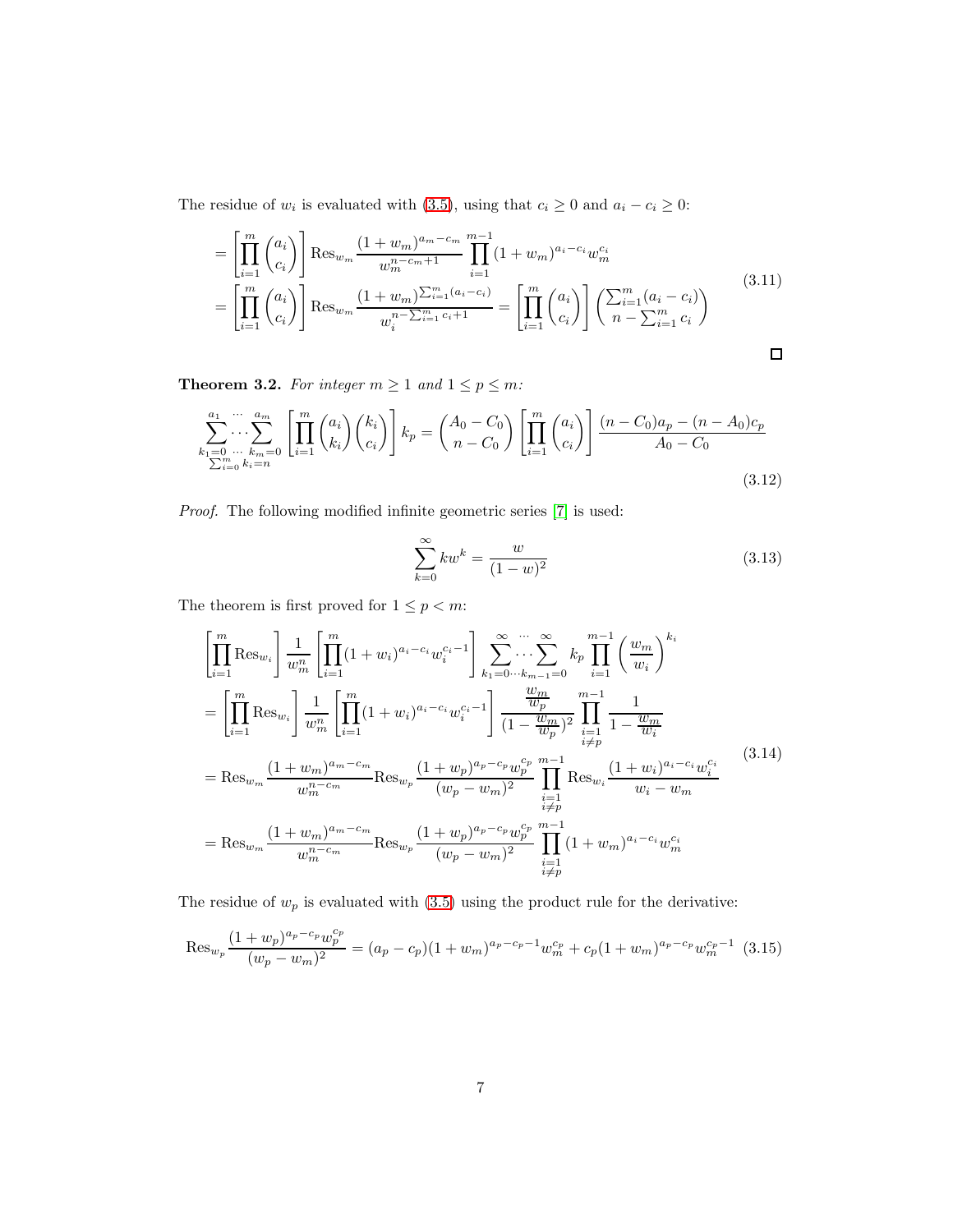The residue of $w_i$ is evaluated with (3.5), using that $c_i \geq 0$ and $a_i - c_i \geq 0$:

$$
\begin{aligned}
&= \left[\prod_{i=1}^{m} \binom{a_i}{c_i}\right] \operatorname{Res}_{w_m} \frac{(1+w_m)^{a_m - c_m}}{w_m^{n-c_m+1}} \prod_{i=1}^{m-1} (1+w_m)^{a_i - c_i} w_m^{c_i} \\
&= \left[\prod_{i=1}^{m} \binom{a_i}{c_i}\right] \operatorname{Res}_{w_m} \frac{(1+w_m)^{\sum_{i=1}^{m}(a_i - c_i)}}{w_i^{n - \sum_{i=1}^{m} c_i + 1}} = \left[\prod_{i=1}^{m} \binom{a_i}{c_i}\right] \binom{\sum_{i=1}^{m}(a_i - c_i)}{n - \sum_{i=1}^{m} c_i}
\end{aligned}
\tag{3.11}
$$

□

**Theorem 3.2.** *For integer $m \geq 1$ and $1 \leq p \leq m$:*

$$
\sum_{\substack{k_1=0 \cdots k_m=0 \\ \sum_{i=0}^{m} k_i = n}}^{a_1 \cdots a_m} \left[\prod_{i=1}^{m} \binom{a_i}{k_i}\binom{k_i}{c_i}\right] k_p = \binom{A_0 - C_0}{n - C_0} \left[\prod_{i=1}^{m} \binom{a_i}{c_i}\right] \frac{(n - C_0)a_p - (n - A_0)c_p}{A_0 - C_0}
\tag{3.12}
$$

*Proof.* The following modified infinite geometric series [7] is used:

$$
\sum_{k=0}^{\infty} k w^k = \frac{w}{(1-w)^2}
\tag{3.13}
$$

The theorem is first proved for $1 \leq p < m$:

$$
\begin{aligned}
&\left[\prod_{i=1}^{m} \operatorname{Res}_{w_i}\right] \frac{1}{w_m^n} \left[\prod_{i=1}^{m} (1+w_i)^{a_i - c_i} w_i^{c_i - 1}\right] \sum_{k_1=0 \cdots k_{m-1}=0}^{\infty \cdots \infty} k_p \prod_{i=1}^{m-1} \left(\frac{w_m}{w_i}\right)^{k_i} \\
&= \left[\prod_{i=1}^{m} \operatorname{Res}_{w_i}\right] \frac{1}{w_m^n} \left[\prod_{i=1}^{m} (1+w_i)^{a_i - c_i} w_i^{c_i - 1}\right] \frac{\frac{w_m}{w_p}}{(1 - \frac{w_m}{w_p})^2} \prod_{\substack{i=1 \\ i \neq p}}^{m-1} \frac{1}{1 - \frac{w_m}{w_i}} \\
&= \operatorname{Res}_{w_m} \frac{(1+w_m)^{a_m - c_m}}{w_m^{n-c_m}} \operatorname{Res}_{w_p} \frac{(1+w_p)^{a_p - c_p} w_p^{c_p}}{(w_p - w_m)^2} \prod_{\substack{i=1 \\ i \neq p}}^{m-1} \operatorname{Res}_{w_i} \frac{(1+w_i)^{a_i - c_i} w_i^{c_i}}{w_i - w_m} \\
&= \operatorname{Res}_{w_m} \frac{(1+w_m)^{a_m - c_m}}{w_m^{n-c_m}} \operatorname{Res}_{w_p} \frac{(1+w_p)^{a_p - c_p} w_p^{c_p}}{(w_p - w_m)^2} \prod_{\substack{i=1 \\ i \neq p}}^{m-1} (1+w_m)^{a_i - c_i} w_m^{c_i}
\end{aligned}
\tag{3.14}
$$

The residue of $w_p$ is evaluated with (3.5) using the product rule for the derivative:

$$
\operatorname{Res}_{w_p} \frac{(1+w_p)^{a_p - c_p} w_p^{c_p}}{(w_p - w_m)^2} = (a_p - c_p)(1+w_m)^{a_p - c_p - 1} w_m^{c_p} + c_p (1+w_m)^{a_p - c_p} w_m^{c_p - 1}
\tag{3.15}
$$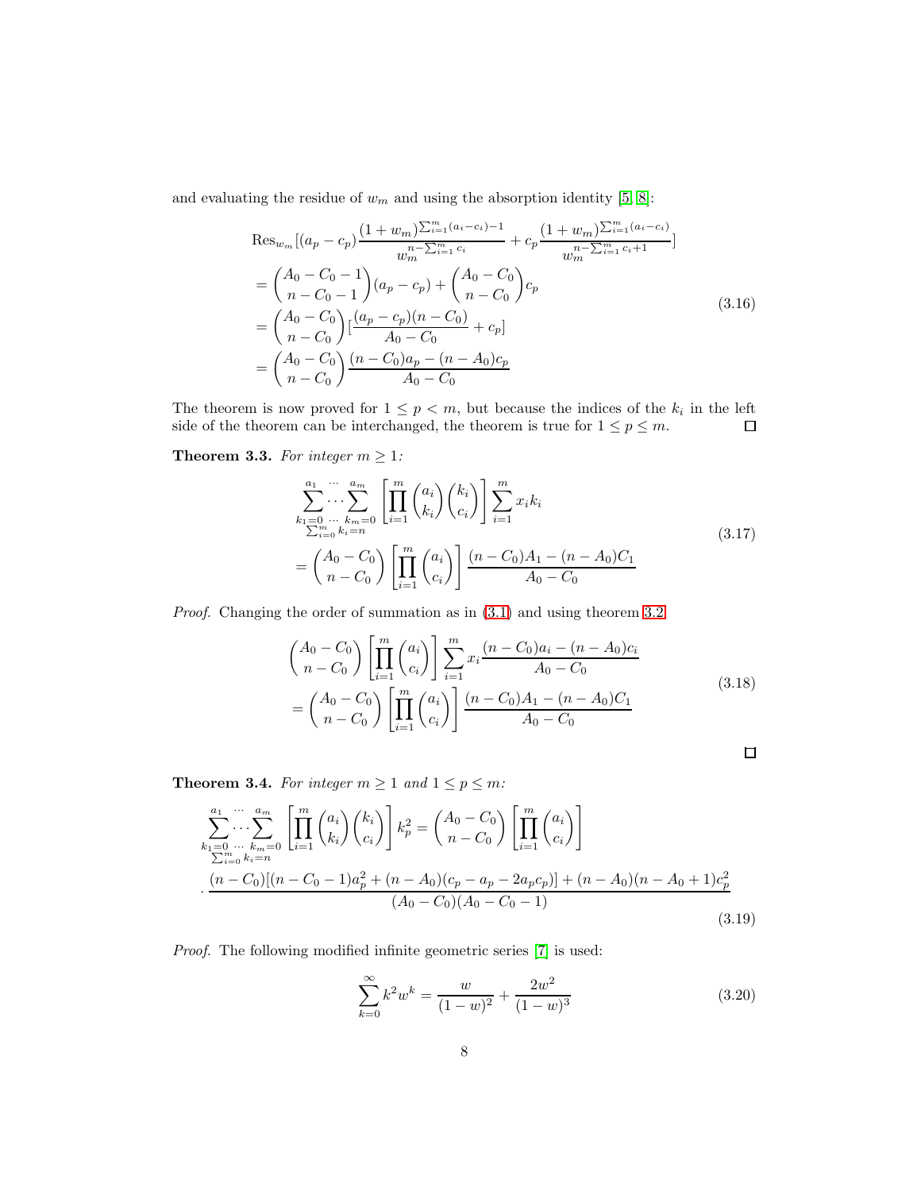and evaluating the residue of $w_m$ and using the absorption identity [5, 8]:

$$
\begin{aligned}
&\operatorname{Res}_{w_m}[(a_p - c_p)\frac{(1+w_m)^{\sum_{i=1}^m (a_i - c_i)-1}}{w_m^{n-\sum_{i=1}^m c_i}} + c_p \frac{(1+w_m)^{\sum_{i=1}^m (a_i - c_i)}}{w_m^{n-\sum_{i=1}^m c_i + 1}}] \\
&= \binom{A_0 - C_0 - 1}{n - C_0 - 1}(a_p - c_p) + \binom{A_0 - C_0}{n - C_0} c_p \\
&= \binom{A_0 - C_0}{n - C_0}[\frac{(a_p - c_p)(n - C_0)}{A_0 - C_0} + c_p] \\
&= \binom{A_0 - C_0}{n - C_0}\frac{(n - C_0)a_p - (n - A_0)c_p}{A_0 - C_0}
\end{aligned}
\tag{3.16}
$$

The theorem is now proved for $1 \leq p < m$, but because the indices of the $k_i$ in the left side of the theorem can be interchanged, the theorem is true for $1 \leq p \leq m$. □

**Theorem 3.3.** *For integer $m \geq 1$:*

$$
\begin{aligned}
&\sum_{\substack{k_1=0 \\ \sum_{i=0}^m k_i = n}}^{a_1} \cdots \sum_{k_m=0}^{a_m} \left[\prod_{i=1}^m \binom{a_i}{k_i}\binom{k_i}{c_i}\right] \sum_{i=1}^m x_i k_i \\
&= \binom{A_0 - C_0}{n - C_0}\left[\prod_{i=1}^m \binom{a_i}{c_i}\right] \frac{(n - C_0)A_1 - (n - A_0)C_1}{A_0 - C_0}
\end{aligned}
\tag{3.17}
$$

*Proof.* Changing the order of summation as in (3.1) and using theorem 3.2

$$
\begin{aligned}
&\binom{A_0 - C_0}{n - C_0}\left[\prod_{i=1}^m \binom{a_i}{c_i}\right] \sum_{i=1}^m x_i \frac{(n - C_0)a_i - (n - A_0)c_i}{A_0 - C_0} \\
&= \binom{A_0 - C_0}{n - C_0}\left[\prod_{i=1}^m \binom{a_i}{c_i}\right] \frac{(n - C_0)A_1 - (n - A_0)C_1}{A_0 - C_0}
\end{aligned}
\tag{3.18}
$$

□

**Theorem 3.4.** *For integer $m \geq 1$ and $1 \leq p \leq m$:*

$$
\begin{aligned}
&\sum_{\substack{k_1=0 \\ \sum_{i=0}^m k_i = n}}^{a_1} \cdots \sum_{k_m=0}^{a_m} \left[\prod_{i=1}^m \binom{a_i}{k_i}\binom{k_i}{c_i}\right] k_p^2 = \binom{A_0 - C_0}{n - C_0}\left[\prod_{i=1}^m \binom{a_i}{c_i}\right] \\
&\cdot \frac{(n - C_0)[(n - C_0 - 1)a_p^2 + (n - A_0)(c_p - a_p - 2a_p c_p)] + (n - A_0)(n - A_0 + 1)c_p^2}{(A_0 - C_0)(A_0 - C_0 - 1)}
\end{aligned}
\tag{3.19}
$$

*Proof.* The following modified infinite geometric series [7] is used:

$$
\sum_{k=0}^{\infty} k^2 w^k = \frac{w}{(1-w)^2} + \frac{2w^2}{(1-w)^3}
\tag{3.20}
$$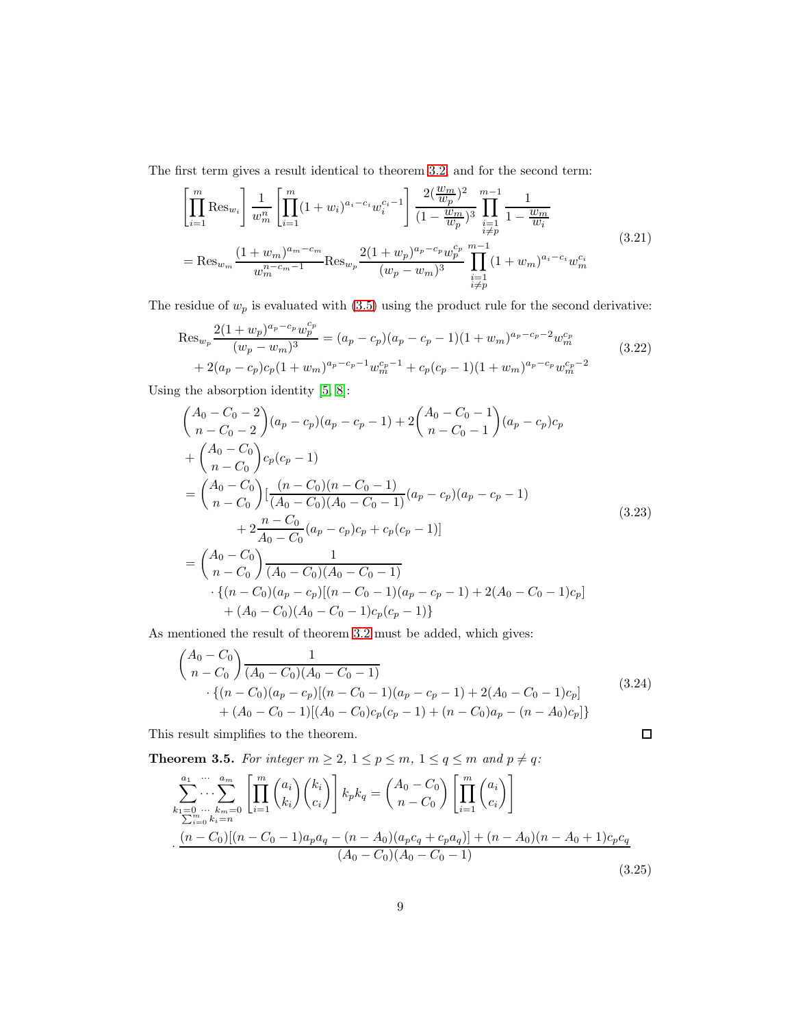The first term gives a result identical to theorem 3.2, and for the second term:

$$
\begin{aligned}
&\left[\prod_{i=1}^{m} \mathrm{Res}_{w_i}\right] \frac{1}{w_m^n} \left[\prod_{i=1}^{m} (1+w_i)^{a_i-c_i} w_i^{c_i-1}\right] \frac{2(\frac{w_m}{w_p})^2}{(1-\frac{w_m}{w_p})^3} \prod_{\substack{i=1\\ i\neq p}}^{m-1} \frac{1}{1-\frac{w_m}{w_i}} \\
&= \mathrm{Res}_{w_m} \frac{(1+w_m)^{a_m-c_m}}{w_m^{n-c_m-1}} \mathrm{Res}_{w_p} \frac{2(1+w_p)^{a_p-c_p} w_p^{c_p}}{(w_p-w_m)^3} \prod_{\substack{i=1\\ i\neq p}}^{m-1} (1+w_m)^{a_i-c_i} w_m^{c_i}
\end{aligned} \tag{3.21}
$$

The residue of $w_p$ is evaluated with (3.5) using the product rule for the second derivative:

$$
\begin{aligned}
\mathrm{Res}_{w_p} \frac{2(1+w_p)^{a_p-c_p} w_p^{c_p}}{(w_p-w_m)^3} &= (a_p-c_p)(a_p-c_p-1)(1+w_m)^{a_p-c_p-2} w_m^{c_p} \\
&+ 2(a_p-c_p)c_p(1+w_m)^{a_p-c_p-1} w_m^{c_p-1} + c_p(c_p-1)(1+w_m)^{a_p-c_p} w_m^{c_p-2}
\end{aligned} \tag{3.22}
$$

Using the absorption identity [5, 8]:

$$
\begin{aligned}
&\binom{A_0-C_0-2}{n-C_0-2}(a_p-c_p)(a_p-c_p-1) + 2\binom{A_0-C_0-1}{n-C_0-1}(a_p-c_p)c_p \\
&+ \binom{A_0-C_0}{n-C_0} c_p(c_p-1) \\
&= \binom{A_0-C_0}{n-C_0}\Big[\frac{(n-C_0)(n-C_0-1)}{(A_0-C_0)(A_0-C_0-1)}(a_p-c_p)(a_p-c_p-1) \\
&\qquad + 2\frac{n-C_0}{A_0-C_0}(a_p-c_p)c_p + c_p(c_p-1)\Big] \\
&= \binom{A_0-C_0}{n-C_0} \frac{1}{(A_0-C_0)(A_0-C_0-1)} \\
&\quad \cdot \{(n-C_0)(a_p-c_p)[(n-C_0-1)(a_p-c_p-1) + 2(A_0-C_0-1)c_p] \\
&\quad + (A_0-C_0)(A_0-C_0-1)c_p(c_p-1)\}
\end{aligned} \tag{3.23}
$$

As mentioned the result of theorem 3.2 must be added, which gives:

$$
\begin{aligned}
&\binom{A_0-C_0}{n-C_0} \frac{1}{(A_0-C_0)(A_0-C_0-1)} \\
&\quad \cdot \{(n-C_0)(a_p-c_p)[(n-C_0-1)(a_p-c_p-1) + 2(A_0-C_0-1)c_p] \\
&\quad + (A_0-C_0-1)[(A_0-C_0)c_p(c_p-1) + (n-C_0)a_p - (n-A_0)c_p]\}
\end{aligned} \tag{3.24}
$$

This result simplifies to the theorem. ∎

**Theorem 3.5.** *For integer $m \geq 2$, $1 \leq p \leq m$, $1 \leq q \leq m$ and $p \neq q$:*

$$
\begin{aligned}
&\sum_{\substack{k_1=0 \\ \sum_{i=0}^{m} k_i = n}}^{a_1} \cdots \sum_{k_m=0}^{a_m} \left[\prod_{i=1}^{m} \binom{a_i}{k_i}\binom{k_i}{c_i}\right] k_p k_q = \binom{A_0-C_0}{n-C_0} \left[\prod_{i=1}^{m} \binom{a_i}{c_i}\right] \\
&\cdot \frac{(n-C_0)[(n-C_0-1)a_p a_q - (n-A_0)(a_p c_q + c_p a_q)] + (n-A_0)(n-A_0+1)c_p c_q}{(A_0-C_0)(A_0-C_0-1)}
\end{aligned} \tag{3.25}
$$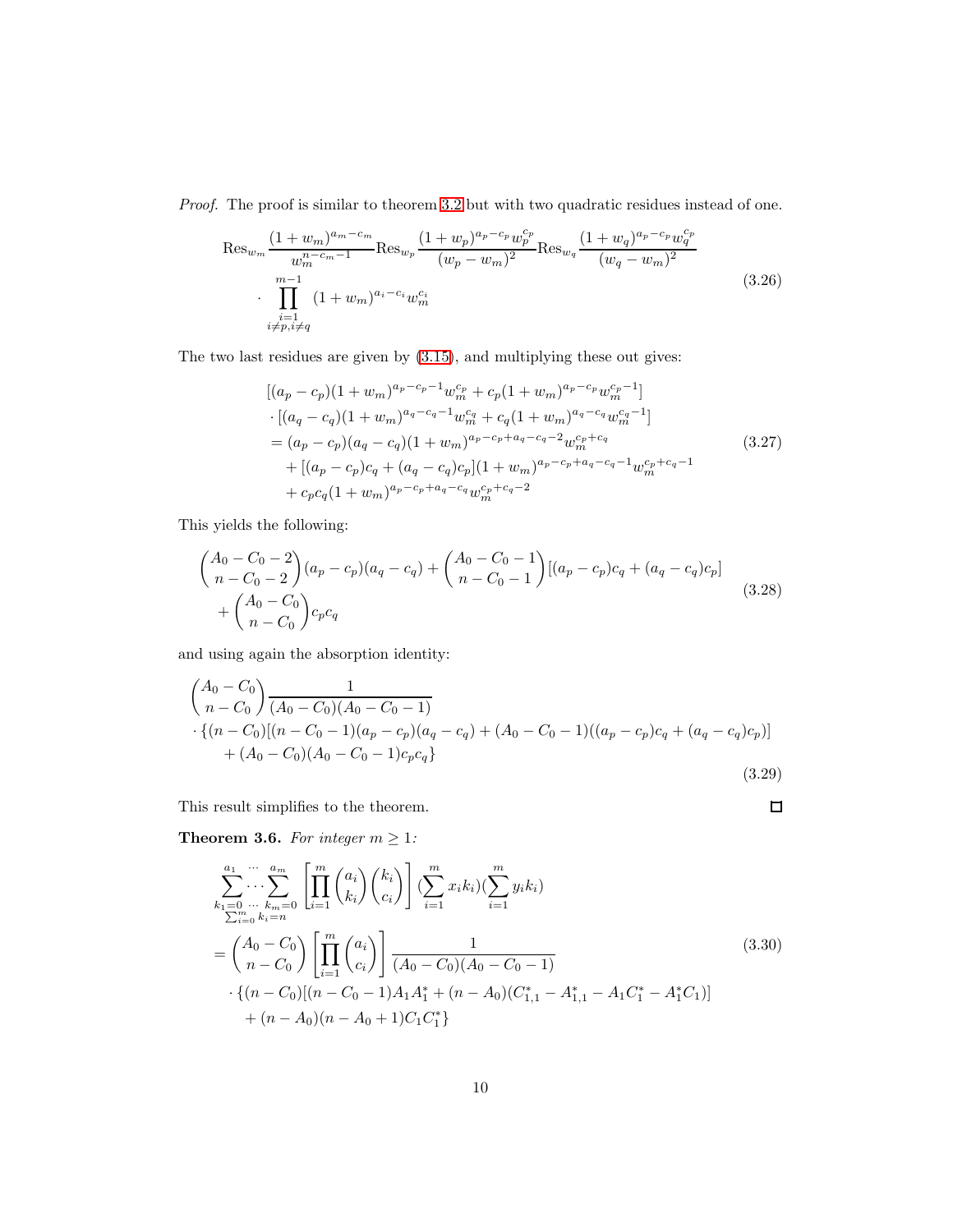*Proof.* The proof is similar to theorem 3.2 but with two quadratic residues instead of one.

$$\begin{aligned}&\operatorname{Res}_{w_m}\frac{(1+w_m)^{a_m-c_m}}{w_m^{n-c_m-1}}\operatorname{Res}_{w_p}\frac{(1+w_p)^{a_p-c_p}w_p^{c_p}}{(w_p-w_m)^2}\operatorname{Res}_{w_q}\frac{(1+w_q)^{a_p-c_p}w_q^{c_p}}{(w_q-w_m)^2}\\&\quad\cdot\prod_{\substack{i=1\\i\neq p,i\neq q}}^{m-1}(1+w_m)^{a_i-c_i}w_m^{c_i}\end{aligned}\tag{3.26}$$

The two last residues are given by (3.15), and multiplying these out gives:

$$\begin{aligned}&[(a_p-c_p)(1+w_m)^{a_p-c_p-1}w_m^{c_p}+c_p(1+w_m)^{a_p-c_p}w_m^{c_p-1}]\\&\cdot[(a_q-c_q)(1+w_m)^{a_q-c_q-1}w_m^{c_q}+c_q(1+w_m)^{a_q-c_q}w_m^{c_q-1}]\\&=(a_p-c_p)(a_q-c_q)(1+w_m)^{a_p-c_p+a_q-c_q-2}w_m^{c_p+c_q}\\&\quad+[(a_p-c_p)c_q+(a_q-c_q)c_p](1+w_m)^{a_p-c_p+a_q-c_q-1}w_m^{c_p+c_q-1}\\&\quad+c_pc_q(1+w_m)^{a_p-c_p+a_q-c_q}w_m^{c_p+c_q-2}\end{aligned}\tag{3.27}$$

This yields the following:

$$\begin{aligned}&\binom{A_0-C_0-2}{n-C_0-2}(a_p-c_p)(a_q-c_q)+\binom{A_0-C_0-1}{n-C_0-1}[(a_p-c_p)c_q+(a_q-c_q)c_p]\\&\quad+\binom{A_0-C_0}{n-C_0}c_pc_q\end{aligned}\tag{3.28}$$

and using again the absorption identity:

$$\begin{aligned}&\binom{A_0-C_0}{n-C_0}\frac{1}{(A_0-C_0)(A_0-C_0-1)}\\&\cdot\{(n-C_0)[(n-C_0-1)(a_p-c_p)(a_q-c_q)+(A_0-C_0-1)((a_p-c_p)c_q+(a_q-c_q)c_p)]\\&\quad+(A_0-C_0)(A_0-C_0-1)c_pc_q\}\end{aligned}\tag{3.29}$$

This result simplifies to the theorem. ∎

**Theorem 3.6.** *For integer $m\geq 1$:*

$$\begin{aligned}&\sum_{\substack{k_1=0\\\sum_{i=0}^m k_i=n}}^{a_1}\cdots\sum_{k_m=0}^{a_m}\left[\prod_{i=1}^m\binom{a_i}{k_i}\binom{k_i}{c_i}\right](\sum_{i=1}^m x_ik_i)(\sum_{i=1}^m y_ik_i)\\&=\binom{A_0-C_0}{n-C_0}\left[\prod_{i=1}^m\binom{a_i}{c_i}\right]\frac{1}{(A_0-C_0)(A_0-C_0-1)}\\&\quad\cdot\{(n-C_0)[(n-C_0-1)A_1A_1^*+(n-A_0)(C_{1,1}^*-A_{1,1}^*-A_1C_1^*-A_1^*C_1)]\\&\quad+(n-A_0)(n-A_0+1)C_1C_1^*\}\end{aligned}\tag{3.30}$$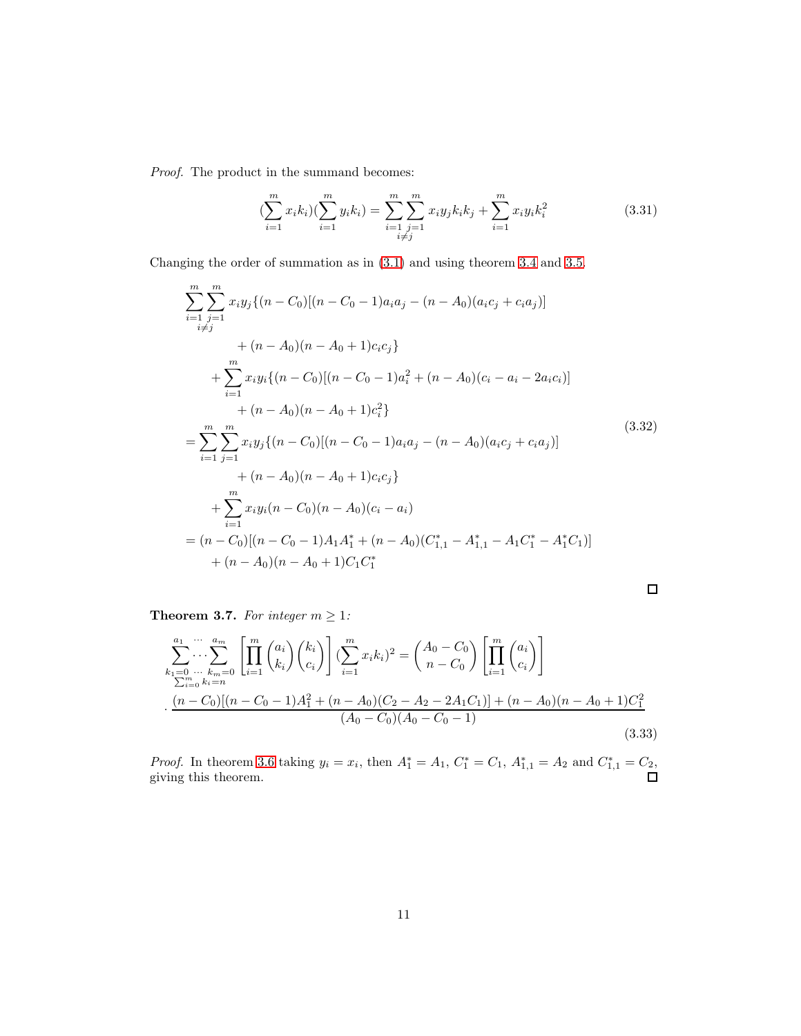*Proof.* The product in the summand becomes:

$$(\sum_{i=1}^{m} x_i k_i)(\sum_{i=1}^{m} y_i k_i) = \sum_{\substack{i=1 \\ i \neq j}}^{m} \sum_{j=1}^{m} x_i y_j k_i k_j + \sum_{i=1}^{m} x_i y_i k_i^2 \tag{3.31}$$

Changing the order of summation as in (3.1) and using theorem 3.4 and 3.5.

$$\begin{aligned}
&\sum_{\substack{i=1 \\ i \neq j}}^{m} \sum_{j=1}^{m} x_i y_j \{(n - C_0)[(n - C_0 - 1)a_i a_j - (n - A_0)(a_i c_j + c_i a_j)] \\
&\qquad + (n - A_0)(n - A_0 + 1)c_i c_j\} \\
&\quad + \sum_{i=1}^{m} x_i y_i \{(n - C_0)[(n - C_0 - 1)a_i^2 + (n - A_0)(c_i - a_i - 2a_i c_i)] \\
&\qquad + (n - A_0)(n - A_0 + 1)c_i^2\} \\
&= \sum_{i=1}^{m} \sum_{j=1}^{m} x_i y_j \{(n - C_0)[(n - C_0 - 1)a_i a_j - (n - A_0)(a_i c_j + c_i a_j)] \\
&\qquad + (n - A_0)(n - A_0 + 1)c_i c_j\} \\
&\quad + \sum_{i=1}^{m} x_i y_i (n - C_0)(n - A_0)(c_i - a_i) \\
&= (n - C_0)[(n - C_0 - 1)A_1 A_1^* + (n - A_0)(C_{1,1}^* - A_{1,1}^* - A_1 C_1^* - A_1^* C_1)] \\
&\quad + (n - A_0)(n - A_0 + 1)C_1 C_1^*
\end{aligned} \tag{3.32}$$

□

**Theorem 3.7.** *For integer $m \geq 1$:*

$$\begin{aligned}
&\sum_{\substack{k_1=0 \\ \sum_{i=0}^{m} k_i = n}}^{a_1} \cdots \sum_{k_m=0}^{a_m} \left[\prod_{i=1}^{m} \binom{a_i}{k_i}\binom{k_i}{c_i}\right] (\sum_{i=1}^{m} x_i k_i)^2 = \binom{A_0 - C_0}{n - C_0} \left[\prod_{i=1}^{m} \binom{a_i}{c_i}\right] \\
&\cdot \frac{(n - C_0)[(n - C_0 - 1)A_1^2 + (n - A_0)(C_2 - A_2 - 2A_1 C_1)] + (n - A_0)(n - A_0 + 1)C_1^2}{(A_0 - C_0)(A_0 - C_0 - 1)}
\end{aligned} \tag{3.33}$$

*Proof.* In theorem 3.6 taking $y_i = x_i$, then $A_1^* = A_1$, $C_1^* = C_1$, $A_{1,1}^* = A_2$ and $C_{1,1}^* = C_2$, giving this theorem. □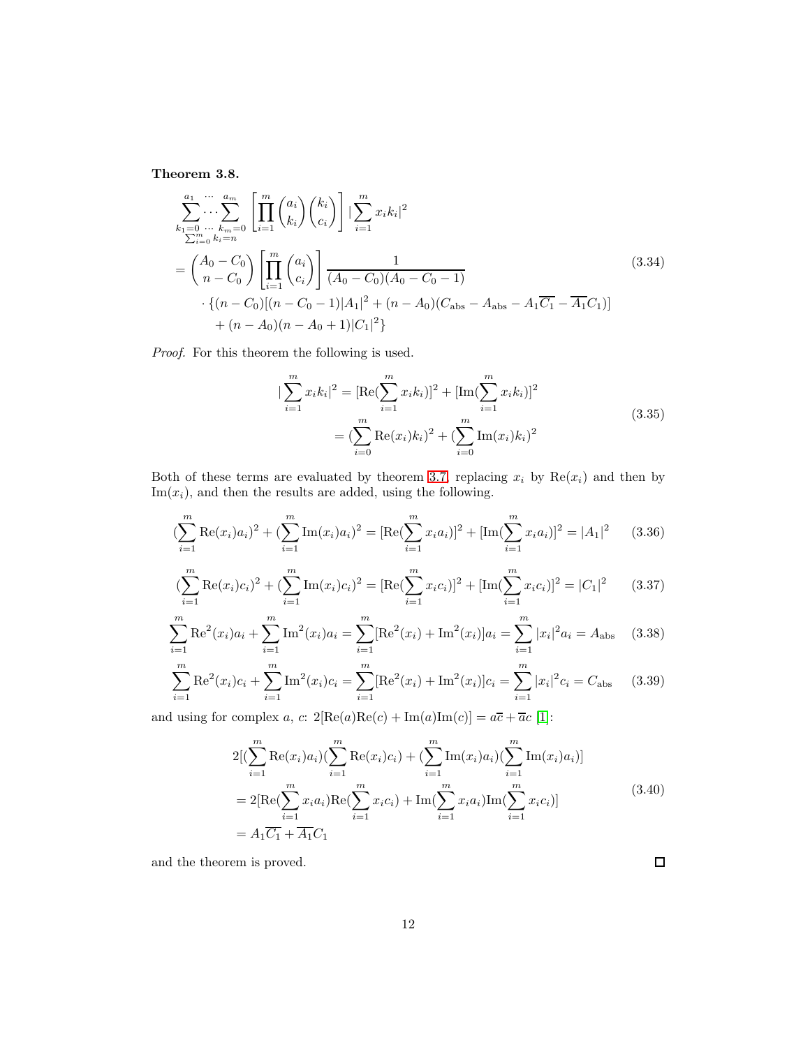**Theorem 3.8.**

$$
\begin{aligned}
&\sum_{\substack{k_1=0 \\ \sum_{i=0}^m k_i=n}}^{a_1} \overset{\cdots}{\underset{\cdots}{\cdots}} \sum_{k_m=0}^{a_m} \left[\prod_{i=1}^m \binom{a_i}{k_i}\binom{k_i}{c_i}\right] |\sum_{i=1}^m x_i k_i|^2 \\
&= \binom{A_0 - C_0}{n - C_0} \left[\prod_{i=1}^m \binom{a_i}{c_i}\right] \frac{1}{(A_0 - C_0)(A_0 - C_0 - 1)} \\
&\quad \cdot \{(n - C_0)[(n - C_0 - 1)|A_1|^2 + (n - A_0)(C_{\text{abs}} - A_{\text{abs}} - A_1\overline{C_1} - \overline{A_1}C_1)] \\
&\qquad + (n - A_0)(n - A_0 + 1)|C_1|^2\}
\end{aligned}
\tag{3.34}
$$

*Proof.* For this theorem the following is used.

$$
\begin{aligned}
|\sum_{i=1}^m x_i k_i|^2 &= [\text{Re}(\sum_{i=1}^m x_i k_i)]^2 + [\text{Im}(\sum_{i=1}^m x_i k_i)]^2 \\
&= (\sum_{i=0}^m \text{Re}(x_i) k_i)^2 + (\sum_{i=0}^m \text{Im}(x_i) k_i)^2
\end{aligned}
\tag{3.35}
$$

Both of these terms are evaluated by theorem 3.7, replacing $x_i$ by $\text{Re}(x_i)$ and then by $\text{Im}(x_i)$, and then the results are added, using the following.

$$
(\sum_{i=1}^m \text{Re}(x_i) a_i)^2 + (\sum_{i=1}^m \text{Im}(x_i) a_i)^2 = [\text{Re}(\sum_{i=1}^m x_i a_i)]^2 + [\text{Im}(\sum_{i=1}^m x_i a_i)]^2 = |A_1|^2 \tag{3.36}
$$

$$
(\sum_{i=1}^m \text{Re}(x_i) c_i)^2 + (\sum_{i=1}^m \text{Im}(x_i) c_i)^2 = [\text{Re}(\sum_{i=1}^m x_i c_i)]^2 + [\text{Im}(\sum_{i=1}^m x_i c_i)]^2 = |C_1|^2 \tag{3.37}
$$

$$
\sum_{i=1}^m \text{Re}^2(x_i) a_i + \sum_{i=1}^m \text{Im}^2(x_i) a_i = \sum_{i=1}^m [\text{Re}^2(x_i) + \text{Im}^2(x_i)] a_i = \sum_{i=1}^m |x_i|^2 a_i = A_{\text{abs}} \tag{3.38}
$$

$$
\sum_{i=1}^m \text{Re}^2(x_i) c_i + \sum_{i=1}^m \text{Im}^2(x_i) c_i = \sum_{i=1}^m [\text{Re}^2(x_i) + \text{Im}^2(x_i)] c_i = \sum_{i=1}^m |x_i|^2 c_i = C_{\text{abs}} \tag{3.39}
$$

and using for complex $a$, $c$: $2[\text{Re}(a)\text{Re}(c) + \text{Im}(a)\text{Im}(c)] = a\overline{c} + \overline{a}c$ [1]:

$$
\begin{aligned}
&2[(\sum_{i=1}^m \text{Re}(x_i) a_i)(\sum_{i=1}^m \text{Re}(x_i) c_i) + (\sum_{i=1}^m \text{Im}(x_i) a_i)(\sum_{i=1}^m \text{Im}(x_i) a_i)] \\
&= 2[\text{Re}(\sum_{i=1}^m x_i a_i)\text{Re}(\sum_{i=1}^m x_i c_i) + \text{Im}(\sum_{i=1}^m x_i a_i)\text{Im}(\sum_{i=1}^m x_i c_i)] \\
&= A_1\overline{C_1} + \overline{A_1}C_1
\end{aligned}
\tag{3.40}
$$

and the theorem is proved. $\square$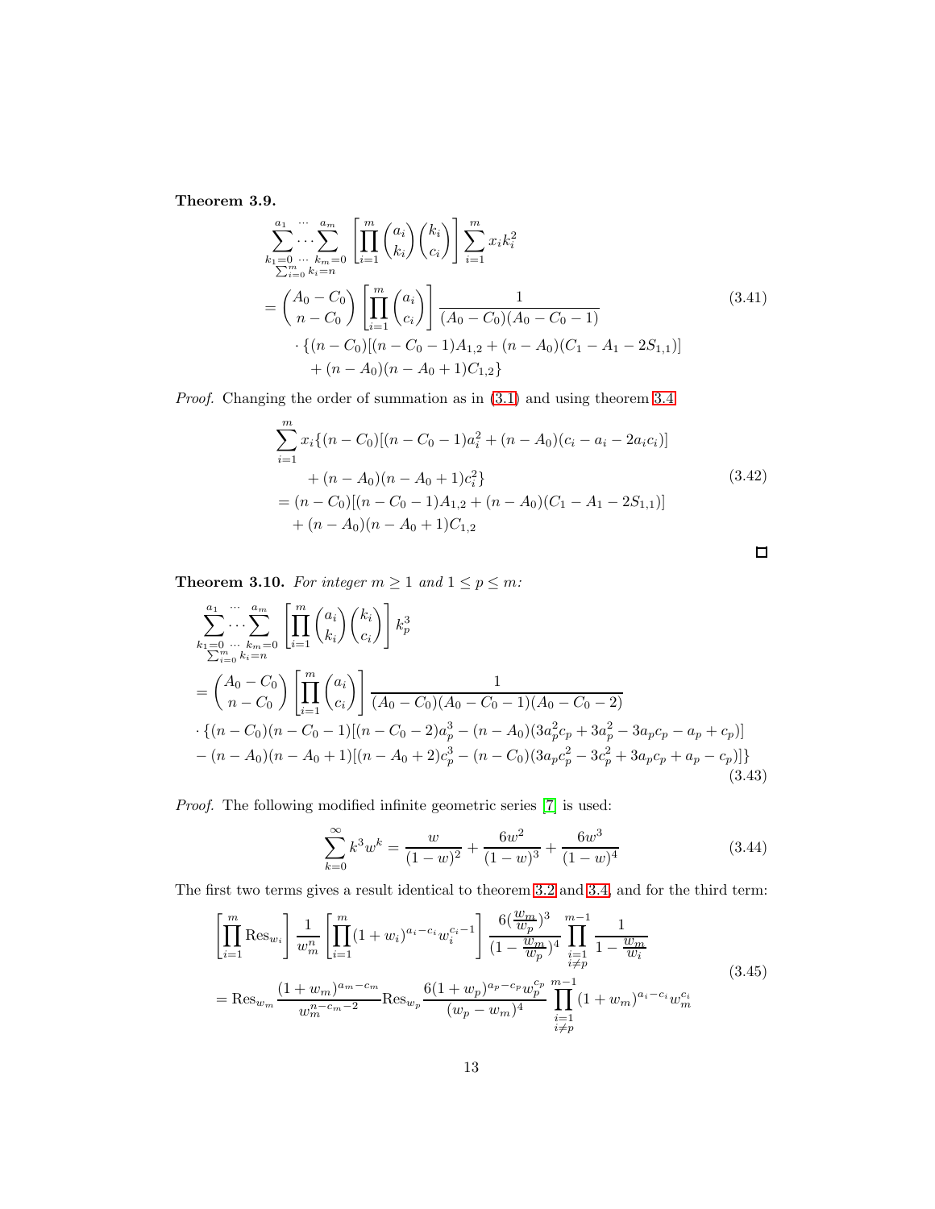**Theorem 3.9.**

$$
\begin{aligned}
&\sum_{\substack{k_1=0 \\ \sum_{i=0}^m k_i = n}}^{a_1} \cdots \sum_{k_m=0}^{a_m} \left[\prod_{i=1}^m \binom{a_i}{k_i}\binom{k_i}{c_i}\right] \sum_{i=1}^m x_i k_i^2 \\
&= \binom{A_0 - C_0}{n - C_0} \left[\prod_{i=1}^m \binom{a_i}{c_i}\right] \frac{1}{(A_0 - C_0)(A_0 - C_0 - 1)} \\
&\quad \cdot \{(n - C_0)[(n - C_0 - 1)A_{1,2} + (n - A_0)(C_1 - A_1 - 2S_{1,1})] \\
&\quad + (n - A_0)(n - A_0 + 1)C_{1,2}\}
\end{aligned} \tag{3.41}
$$

*Proof.* Changing the order of summation as in (3.1) and using theorem 3.4

$$
\begin{aligned}
&\sum_{i=1}^m x_i\{(n - C_0)[(n - C_0 - 1)a_i^2 + (n - A_0)(c_i - a_i - 2a_i c_i)] \\
&\quad + (n - A_0)(n - A_0 + 1)c_i^2\} \\
&= (n - C_0)[(n - C_0 - 1)A_{1,2} + (n - A_0)(C_1 - A_1 - 2S_{1,1})] \\
&\quad + (n - A_0)(n - A_0 + 1)C_{1,2}
\end{aligned} \tag{3.42}
$$

□

**Theorem 3.10.** *For integer $m \geq 1$ and $1 \leq p \leq m$:*

$$
\begin{aligned}
&\sum_{\substack{k_1=0 \\ \sum_{i=0}^m k_i = n}}^{a_1} \cdots \sum_{k_m=0}^{a_m} \left[\prod_{i=1}^m \binom{a_i}{k_i}\binom{k_i}{c_i}\right] k_p^3 \\
&= \binom{A_0 - C_0}{n - C_0} \left[\prod_{i=1}^m \binom{a_i}{c_i}\right] \frac{1}{(A_0 - C_0)(A_0 - C_0 - 1)(A_0 - C_0 - 2)} \\
&\cdot \{(n - C_0)(n - C_0 - 1)[(n - C_0 - 2)a_p^3 - (n - A_0)(3a_p^2 c_p + 3a_p^2 - 3a_p c_p - a_p + c_p)] \\
&- (n - A_0)(n - A_0 + 1)[(n - A_0 + 2)c_p^3 - (n - C_0)(3a_p c_p^2 - 3c_p^2 + 3a_p c_p + a_p - c_p)]\}
\end{aligned} \tag{3.43}
$$

*Proof.* The following modified infinite geometric series [7] is used:

$$
\sum_{k=0}^\infty k^3 w^k = \frac{w}{(1-w)^2} + \frac{6w^2}{(1-w)^3} + \frac{6w^3}{(1-w)^4} \tag{3.44}
$$

The first two terms gives a result identical to theorem 3.2 and 3.4, and for the third term:

$$
\begin{aligned}
&\left[\prod_{i=1}^m \mathrm{Res}_{w_i}\right] \frac{1}{w_m^n} \left[\prod_{i=1}^m (1 + w_i)^{a_i - c_i} w_i^{c_i - 1}\right] \frac{6(\frac{w_m}{w_p})^3}{(1 - \frac{w_m}{w_p})^4} \prod_{\substack{i=1 \\ i \neq p}}^{m-1} \frac{1}{1 - \frac{w_m}{w_i}} \\
&= \mathrm{Res}_{w_m} \frac{(1 + w_m)^{a_m - c_m}}{w_m^{n - c_m - 2}} \mathrm{Res}_{w_p} \frac{6(1 + w_p)^{a_p - c_p} w_p^{c_p}}{(w_p - w_m)^4} \prod_{\substack{i=1 \\ i \neq p}}^{m-1} (1 + w_m)^{a_i - c_i} w_m^{c_i}
\end{aligned} \tag{3.45}
$$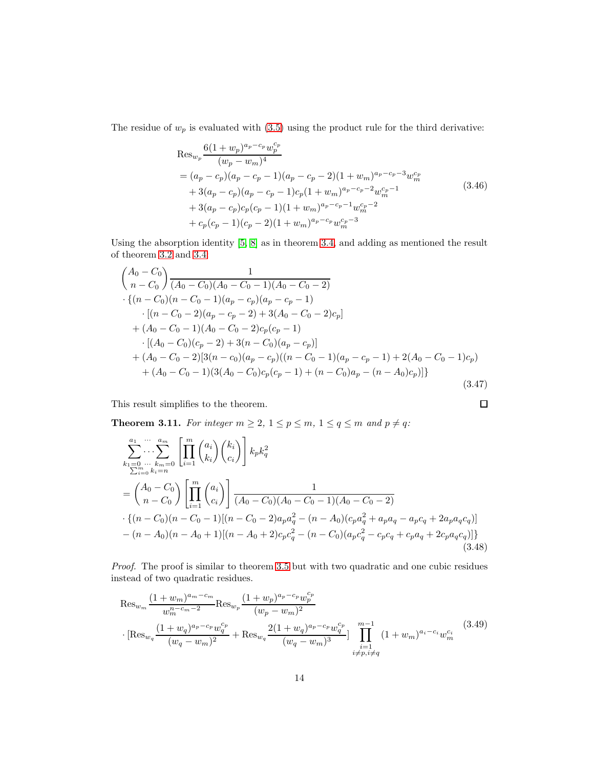The residue of $w_p$ is evaluated with (3.5) using the product rule for the third derivative:

$$
\begin{aligned}
&\operatorname{Res}_{w_p} \frac{6(1+w_p)^{a_p-c_p} w_p^{c_p}}{(w_p-w_m)^4} \\
&= (a_p-c_p)(a_p-c_p-1)(a_p-c_p-2)(1+w_m)^{a_p-c_p-3} w_m^{c_p} \\
&\quad + 3(a_p-c_p)(a_p-c_p-1)c_p(1+w_m)^{a_p-c_p-2} w_m^{c_p-1} \\
&\quad + 3(a_p-c_p)c_p(c_p-1)(1+w_m)^{a_p-c_p-1} w_m^{c_p-2} \\
&\quad + c_p(c_p-1)(c_p-2)(1+w_m)^{a_p-c_p} w_m^{c_p-3}
\end{aligned}
\tag{3.46}
$$

Using the absorption identity [5, 8] as in theorem 3.4, and adding as mentioned the result of theorem 3.2 and 3.4:

$$
\begin{aligned}
&\binom{A_0-C_0}{n-C_0} \frac{1}{(A_0-C_0)(A_0-C_0-1)(A_0-C_0-2)} \\
&\cdot \{(n-C_0)(n-C_0-1)(a_p-c_p)(a_p-c_p-1) \\
&\qquad \cdot [(n-C_0-2)(a_p-c_p-2)+3(A_0-C_0-2)c_p] \\
&\quad + (A_0-C_0-1)(A_0-C_0-2)c_p(c_p-1) \\
&\qquad \cdot [(A_0-C_0)(c_p-2)+3(n-C_0)(a_p-c_p)] \\
&\quad + (A_0-C_0-2)[3(n-c_0)(a_p-c_p)((n-C_0-1)(a_p-c_p-1)+2(A_0-C_0-1)c_p) \\
&\qquad + (A_0-C_0-1)(3(A_0-C_0)c_p(c_p-1)+(n-C_0)a_p-(n-A_0)c_p)]\}
\end{aligned}
\tag{3.47}
$$

This result simplifies to the theorem. $\square$

**Theorem 3.11.** *For integer $m \geq 2$, $1 \leq p \leq m$, $1 \leq q \leq m$ and $p \neq q$:*

$$
\begin{aligned}
&\sum_{\substack{k_1=0 \\ \sum_{i=0}^{m} k_i = n}}^{a_1} \cdots \sum_{k_m=0}^{a_m} \left[\prod_{i=1}^{m} \binom{a_i}{k_i}\binom{k_i}{c_i}\right] k_p k_q^2 \\
&= \binom{A_0-C_0}{n-C_0}\left[\prod_{i=1}^{m}\binom{a_i}{c_i}\right] \frac{1}{(A_0-C_0)(A_0-C_0-1)(A_0-C_0-2)} \\
&\cdot \{(n-C_0)(n-C_0-1)[(n-C_0-2)a_p a_q^2 - (n-A_0)(c_p a_q^2 + a_p a_q - a_p c_q + 2a_p a_q c_q)] \\
&- (n-A_0)(n-A_0+1)[(n-A_0+2)c_p c_q^2 - (n-C_0)(a_p c_q^2 - c_p c_q + c_p a_q + 2c_p a_q c_q)]\}
\end{aligned}
\tag{3.48}
$$

*Proof.* The proof is similar to theorem 3.5 but with two quadratic and one cubic residues instead of two quadratic residues.

$$
\begin{aligned}
&\operatorname{Res}_{w_m} \frac{(1+w_m)^{a_m-c_m}}{w_m^{n-c_m-2}} \operatorname{Res}_{w_p} \frac{(1+w_p)^{a_p-c_p} w_p^{c_p}}{(w_p-w_m)^2} \\
&\cdot [\operatorname{Res}_{w_q} \frac{(1+w_q)^{a_p-c_p} w_q^{c_p}}{(w_q-w_m)^2} + \operatorname{Res}_{w_q} \frac{2(1+w_q)^{a_p-c_p} w_q^{c_p}}{(w_q-w_m)^3}] \prod_{\substack{i=1 \\ i\neq p, i\neq q}}^{m-1} (1+w_m)^{a_i-c_i} w_m^{c_i}
\end{aligned}
\tag{3.49}
$$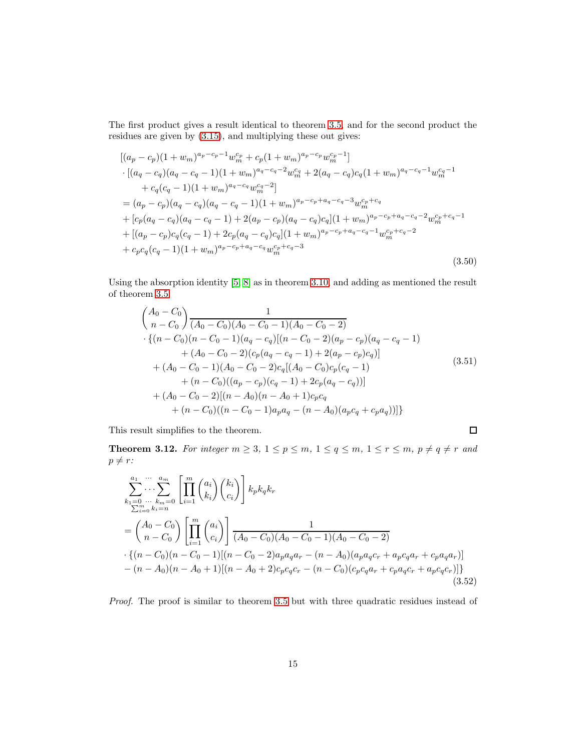The first product gives a result identical to theorem 3.5, and for the second product the residues are given by (3.15), and multiplying these out gives:

$$
\begin{aligned}
&[(a_p - c_p)(1+w_m)^{a_p-c_p-1} w_m^{c_p} + c_p(1+w_m)^{a_p-c_p} w_m^{c_p-1}] \\
&\cdot [(a_q - c_q)(a_q - c_q - 1)(1+w_m)^{a_q-c_q-2} w_m^{c_q} + 2(a_q - c_q)c_q(1+w_m)^{a_q-c_q-1} w_m^{c_q-1} \\
&\qquad + c_q(c_q-1)(1+w_m)^{a_q-c_q} w_m^{c_q-2}] \\
&= (a_p - c_p)(a_q - c_q)(a_q - c_q - 1)(1+w_m)^{a_p-c_p+a_q-c_q-3} w_m^{c_p+c_q} \\
&+ [c_p(a_q - c_q)(a_q - c_q - 1) + 2(a_p - c_p)(a_q - c_q)c_q](1+w_m)^{a_p-c_p+a_q-c_q-2} w_m^{c_p+c_q-1} \\
&+ [(a_p - c_p)c_q(c_q-1) + 2c_p(a_q - c_q)c_q](1+w_m)^{a_p-c_p+a_q-c_q-1} w_m^{c_p+c_q-2} \\
&+ c_p c_q(c_q-1)(1+w_m)^{a_p-c_p+a_q-c_q} w_m^{c_p+c_q-3}
\end{aligned}
\tag{3.50}
$$

Using the absorption identity [5, 8] as in theorem 3.10, and adding as mentioned the result of theorem 3.5

$$
\begin{aligned}
&\binom{A_0 - C_0}{n - C_0} \frac{1}{(A_0 - C_0)(A_0 - C_0 - 1)(A_0 - C_0 - 2)} \\
&\cdot \{(n - C_0)(n - C_0 - 1)(a_q - c_q)[(n - C_0 - 2)(a_p - c_p)(a_q - c_q - 1) \\
&\qquad + (A_0 - C_0 - 2)(c_p(a_q - c_q - 1) + 2(a_p - c_p)c_q)] \\
&\quad + (A_0 - C_0 - 1)(A_0 - C_0 - 2)c_q[(A_0 - C_0)c_p(c_q - 1) \\
&\qquad + (n - C_0)((a_p - c_p)(c_q - 1) + 2c_p(a_q - c_q))] \\
&\quad + (A_0 - C_0 - 2)[(n - A_0)(n - A_0 + 1)c_p c_q \\
&\qquad + (n - C_0)((n - C_0 - 1)a_p a_q - (n - A_0)(a_p c_q + c_p a_q))]\}
\end{aligned}
\tag{3.51}
$$

This result simplifies to the theorem. ∎

**Theorem 3.12.** *For integer $m \geq 3$, $1 \leq p \leq m$, $1 \leq q \leq m$, $1 \leq r \leq m$, $p \neq q \neq r$ and $p \neq r$:*

$$
\begin{aligned}
&\sum_{\substack{k_1=0 \\ \sum_{i=0}^m k_i = n}}^{a_1} \cdots \sum_{k_m=0}^{a_m} \left[ \prod_{i=1}^m \binom{a_i}{k_i}\binom{k_i}{c_i} \right] k_p k_q k_r \\
&= \binom{A_0 - C_0}{n - C_0} \left[ \prod_{i=1}^m \binom{a_i}{c_i} \right] \frac{1}{(A_0 - C_0)(A_0 - C_0 - 1)(A_0 - C_0 - 2)} \\
&\cdot \{(n - C_0)(n - C_0 - 1)[(n - C_0 - 2)a_p a_q a_r - (n - A_0)(a_p a_q c_r + a_p c_q a_r + c_p a_q a_r)] \\
&- (n - A_0)(n - A_0 + 1)[(n - A_0 + 2)c_p c_q c_r - (n - C_0)(c_p c_q a_r + c_p a_q c_r + a_p c_q c_r)]\}
\end{aligned}
\tag{3.52}
$$

*Proof.* The proof is similar to theorem 3.5 but with three quadratic residues instead of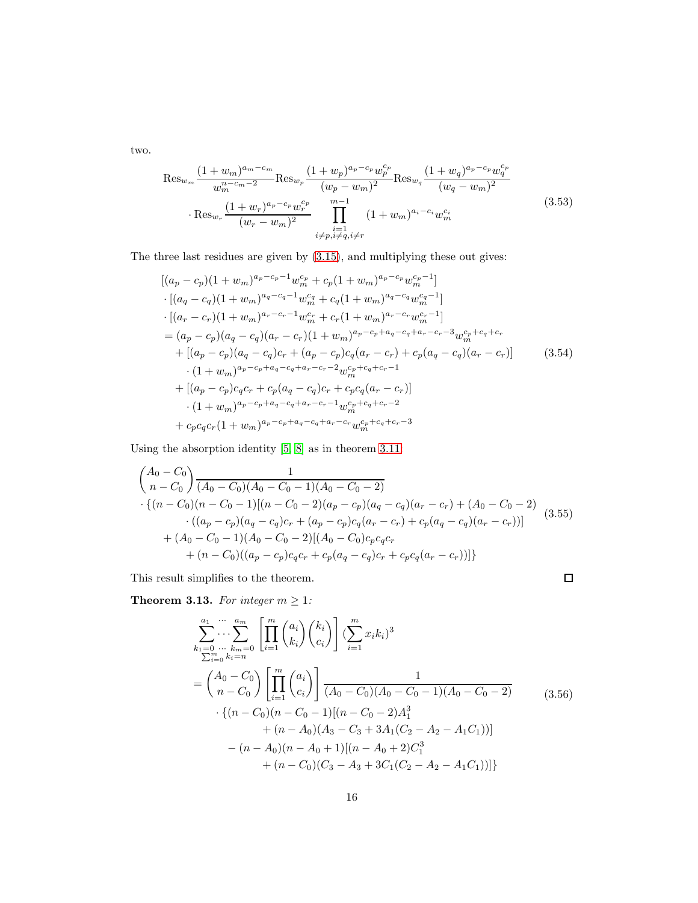two.

$$
\begin{aligned}
&\operatorname{Res}_{w_m} \frac{(1+w_m)^{a_m-c_m}}{w_m^{n-c_m-2}} \operatorname{Res}_{w_p} \frac{(1+w_p)^{a_p-c_p} w_p^{c_p}}{(w_p-w_m)^2} \operatorname{Res}_{w_q} \frac{(1+w_q)^{a_p-c_p} w_q^{c_p}}{(w_q-w_m)^2} \\
&\quad \cdot \operatorname{Res}_{w_r} \frac{(1+w_r)^{a_p-c_p} w_r^{c_p}}{(w_r-w_m)^2} \prod_{\substack{i=1 \\ i\neq p, i\neq q, i\neq r}}^{m-1} (1+w_m)^{a_i-c_i} w_m^{c_i}
\end{aligned} \tag{3.53}
$$

The three last residues are given by (3.15), and multiplying these out gives:

$$
\begin{aligned}
&[(a_p-c_p)(1+w_m)^{a_p-c_p-1} w_m^{c_p} + c_p(1+w_m)^{a_p-c_p} w_m^{c_p-1}] \\
&\cdot [(a_q-c_q)(1+w_m)^{a_q-c_q-1} w_m^{c_q} + c_q(1+w_m)^{a_q-c_q} w_m^{c_q-1}] \\
&\cdot [(a_r-c_r)(1+w_m)^{a_r-c_r-1} w_m^{c_r} + c_r(1+w_m)^{a_r-c_r} w_m^{c_r-1}] \\
&= (a_p-c_p)(a_q-c_q)(a_r-c_r)(1+w_m)^{a_p-c_p+a_q-c_q+a_r-c_r-3} w_m^{c_p+c_q+c_r} \\
&\quad + [(a_p-c_p)(a_q-c_q)c_r + (a_p-c_p)c_q(a_r-c_r) + c_p(a_q-c_q)(a_r-c_r)] \\
&\qquad \cdot (1+w_m)^{a_p-c_p+a_q-c_q+a_r-c_r-2} w_m^{c_p+c_q+c_r-1} \\
&\quad + [(a_p-c_p)c_q c_r + c_p(a_q-c_q)c_r + c_p c_q(a_r-c_r)] \\
&\qquad \cdot (1+w_m)^{a_p-c_p+a_q-c_q+a_r-c_r-1} w_m^{c_p+c_q+c_r-2} \\
&\quad + c_p c_q c_r (1+w_m)^{a_p-c_p+a_q-c_q+a_r-c_r} w_m^{c_p+c_q+c_r-3}
\end{aligned} \tag{3.54}
$$

Using the absorption identity [5, 8] as in theorem 3.11

$$
\begin{aligned}
&\binom{A_0-C_0}{n-C_0} \frac{1}{(A_0-C_0)(A_0-C_0-1)(A_0-C_0-2)} \\
&\cdot \{(n-C_0)(n-C_0-1)[(n-C_0-2)(a_p-c_p)(a_q-c_q)(a_r-c_r) + (A_0-C_0-2) \\
&\qquad \cdot ((a_p-c_p)(a_q-c_q)c_r + (a_p-c_p)c_q(a_r-c_r) + c_p(a_q-c_q)(a_r-c_r))] \\
&\quad + (A_0-C_0-1)(A_0-C_0-2)[(A_0-C_0)c_p c_q c_r \\
&\qquad + (n-C_0)((a_p-c_p)c_q c_r + c_p(a_q-c_q)c_r + c_p c_q(a_r-c_r))]\}
\end{aligned} \tag{3.55}
$$

This result simplifies to the theorem. ☐

**Theorem 3.13.** *For integer $m \geq 1$:*

$$
\begin{aligned}
&\sum_{\substack{k_1=0 \\ \sum_{i=0}^m k_i = n}}^{a_1} \cdots \sum_{k_m=0}^{a_m} \left[\prod_{i=1}^m \binom{a_i}{k_i}\binom{k_i}{c_i}\right] \left(\sum_{i=1}^m x_i k_i\right)^3 \\
&= \binom{A_0-C_0}{n-C_0} \left[\prod_{i=1}^m \binom{a_i}{c_i}\right] \frac{1}{(A_0-C_0)(A_0-C_0-1)(A_0-C_0-2)} \\
&\quad \cdot \{(n-C_0)(n-C_0-1)[(n-C_0-2)A_1^3 \\
&\qquad\quad + (n-A_0)(A_3-C_3+3A_1(C_2-A_2-A_1C_1))] \\
&\qquad - (n-A_0)(n-A_0+1)[(n-A_0+2)C_1^3 \\
&\qquad\quad + (n-C_0)(C_3-A_3+3C_1(C_2-A_2-A_1C_1))]\}
\end{aligned} \tag{3.56}
$$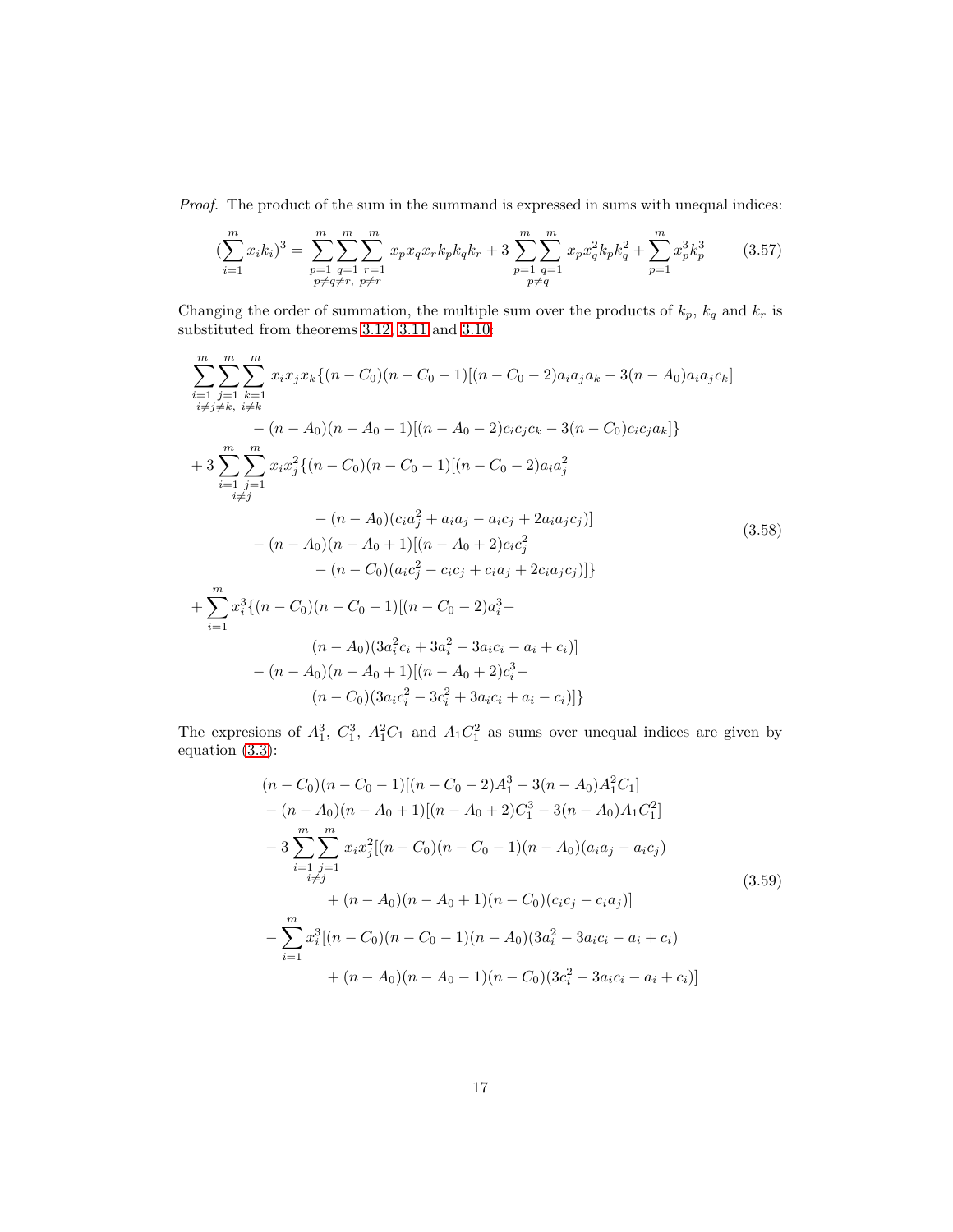*Proof.* The product of the sum in the summand is expressed in sums with unequal indices:

$$(\sum_{i=1}^{m} x_i k_i)^3 = \sum_{\substack{p=1 \\ p\neq q\neq r,}}^{m}\sum_{q=1}^{m}\sum_{\substack{r=1 \\ p\neq r}}^{m} x_p x_q x_r k_p k_q k_r + 3\sum_{\substack{p=1 \\ p\neq q}}^{m}\sum_{q=1}^{m} x_p x_q^2 k_p k_q^2 + \sum_{p=1}^{m} x_p^3 k_p^3 \tag{3.57}$$

Changing the order of summation, the multiple sum over the products of $k_p$, $k_q$ and $k_r$ is substituted from theorems 3.12, 3.11 and 3.10:

$$\begin{aligned}
&\sum_{\substack{i=1 \\ i\neq j\neq k,}}^{m}\sum_{j=1}^{m}\sum_{\substack{k=1 \\ i\neq k}}^{m} x_i x_j x_k\{(n-C_0)(n-C_0-1)[(n-C_0-2)a_i a_j a_k - 3(n-A_0)a_i a_j c_k] \\
&\qquad - (n-A_0)(n-A_0-1)[(n-A_0-2)c_i c_j c_k - 3(n-C_0)c_i c_j a_k]\} \\
&+ 3\sum_{\substack{i=1 \\ i\neq j}}^{m}\sum_{j=1}^{m} x_i x_j^2\{(n-C_0)(n-C_0-1)[(n-C_0-2)a_i a_j^2 \\
&\qquad\qquad - (n-A_0)(c_i a_j^2 + a_i a_j - a_i c_j + 2a_i a_j c_j)] \\
&\qquad - (n-A_0)(n-A_0+1)[(n-A_0+2)c_i c_j^2 \\
&\qquad\qquad - (n-C_0)(a_i c_j^2 - c_i c_j + c_i a_j + 2c_i a_j c_j)]\} \\
&+ \sum_{i=1}^{m} x_i^3\{(n-C_0)(n-C_0-1)[(n-C_0-2)a_i^3 - \\
&\qquad\qquad (n-A_0)(3a_i^2 c_i + 3a_i^2 - 3a_i c_i - a_i + c_i)] \\
&\qquad - (n-A_0)(n-A_0+1)[(n-A_0+2)c_i^3 - \\
&\qquad\qquad (n-C_0)(3a_i c_i^2 - 3c_i^2 + 3a_i c_i + a_i - c_i)]\}
\end{aligned} \tag{3.58}$$

The expresions of $A_1^3$, $C_1^3$, $A_1^2 C_1$ and $A_1 C_1^2$ as sums over unequal indices are given by equation (3.3):

$$\begin{aligned}
&(n-C_0)(n-C_0-1)[(n-C_0-2)A_1^3 - 3(n-A_0)A_1^2 C_1] \\
&- (n-A_0)(n-A_0+1)[(n-A_0+2)C_1^3 - 3(n-A_0)A_1 C_1^2] \\
&- 3\sum_{\substack{i=1 \\ i\neq j}}^{m}\sum_{j=1}^{m} x_i x_j^2[(n-C_0)(n-C_0-1)(n-A_0)(a_i a_j - a_i c_j) \\
&\qquad\qquad + (n-A_0)(n-A_0+1)(n-C_0)(c_i c_j - c_i a_j)] \\
&- \sum_{i=1}^{m} x_i^3[(n-C_0)(n-C_0-1)(n-A_0)(3a_i^2 - 3a_i c_i - a_i + c_i) \\
&\qquad\qquad + (n-A_0)(n-A_0-1)(n-C_0)(3c_i^2 - 3a_i c_i - a_i + c_i)]
\end{aligned} \tag{3.59}$$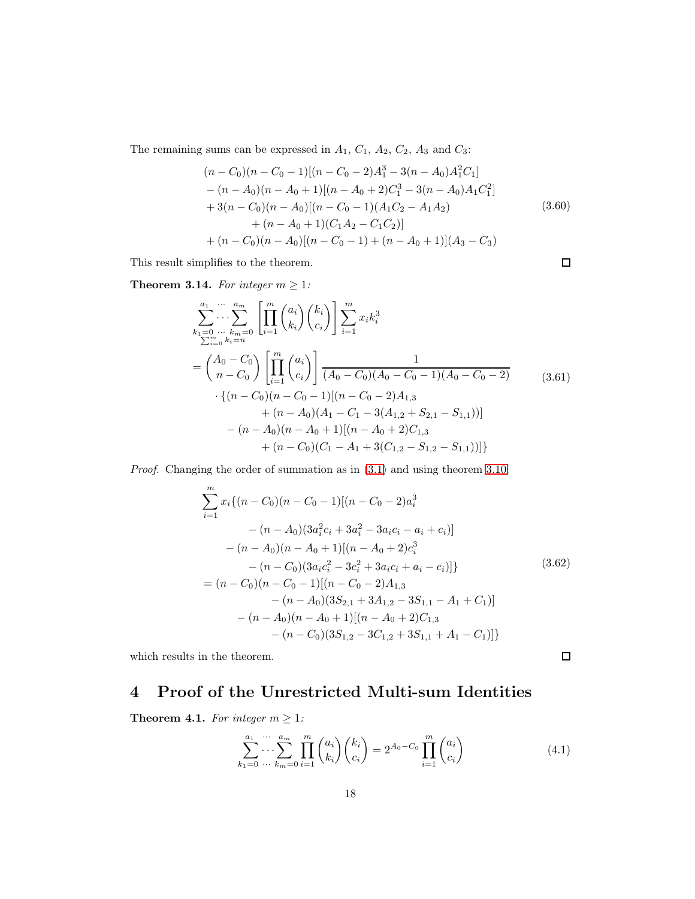The remaining sums can be expressed in $A_1$, $C_1$, $A_2$, $C_2$, $A_3$ and $C_3$:

$$
\begin{aligned}
&(n-C_0)(n-C_0-1)[(n-C_0-2)A_1^3 - 3(n-A_0)A_1^2C_1] \\
&-(n-A_0)(n-A_0+1)[(n-A_0+2)C_1^3 - 3(n-A_0)A_1C_1^2] \\
&+3(n-C_0)(n-A_0)[(n-C_0-1)(A_1C_2 - A_1A_2) \\
&\qquad +(n-A_0+1)(C_1A_2 - C_1C_2)] \\
&+(n-C_0)(n-A_0)[(n-C_0-1)+(n-A_0+1)](A_3-C_3)
\end{aligned}
\tag{3.60}
$$

This result simplifies to the theorem. ∎

**Theorem 3.14.** *For integer $m \geq 1$:*

$$
\begin{aligned}
&\sum_{\substack{k_1=0 \;\cdots\; k_m=0 \\ \sum_{i=0}^m k_i = n}}^{a_1 \;\cdots\; a_m} \left[\prod_{i=1}^m \binom{a_i}{k_i}\binom{k_i}{c_i}\right] \sum_{i=1}^m x_i k_i^3 \\
&= \binom{A_0-C_0}{n-C_0}\left[\prod_{i=1}^m \binom{a_i}{c_i}\right] \frac{1}{(A_0-C_0)(A_0-C_0-1)(A_0-C_0-2)} \\
&\quad \cdot \{(n-C_0)(n-C_0-1)[(n-C_0-2)A_{1,3} \\
&\qquad\qquad + (n-A_0)(A_1 - C_1 - 3(A_{1,2} + S_{2,1} - S_{1,1}))] \\
&\qquad - (n-A_0)(n-A_0+1)[(n-A_0+2)C_{1,3} \\
&\qquad\qquad + (n-C_0)(C_1 - A_1 + 3(C_{1,2} - S_{1,2} - S_{1,1}))]\}
\end{aligned}
\tag{3.61}
$$

*Proof.* Changing the order of summation as in (3.1) and using theorem 3.10:

$$
\begin{aligned}
&\sum_{i=1}^m x_i\{(n-C_0)(n-C_0-1)[(n-C_0-2)a_i^3 \\
&\qquad\qquad - (n-A_0)(3a_i^2c_i + 3a_i^2 - 3a_ic_i - a_i + c_i)] \\
&\qquad - (n-A_0)(n-A_0+1)[(n-A_0+2)c_i^3 \\
&\qquad\qquad - (n-C_0)(3a_ic_i^2 - 3c_i^2 + 3a_ic_i + a_i - c_i)]\} \\
&= (n-C_0)(n-C_0-1)[(n-C_0-2)A_{1,3} \\
&\qquad\qquad - (n-A_0)(3S_{2,1} + 3A_{1,2} - 3S_{1,1} - A_1 + C_1)] \\
&\qquad - (n-A_0)(n-A_0+1)[(n-A_0+2)C_{1,3} \\
&\qquad\qquad - (n-C_0)(3S_{1,2} - 3C_{1,2} + 3S_{1,1} + A_1 - C_1)]\}
\end{aligned}
\tag{3.62}
$$

which results in the theorem. ∎

# 4 Proof of the Unrestricted Multi-sum Identities

**Theorem 4.1.** *For integer $m \geq 1$:*

$$
\sum_{k_1=0 \;\cdots\; k_m=0}^{a_1 \;\cdots\; a_m} \prod_{i=1}^m \binom{a_i}{k_i}\binom{k_i}{c_i} = 2^{A_0-C_0} \prod_{i=1}^m \binom{a_i}{c_i}
\tag{4.1}
$$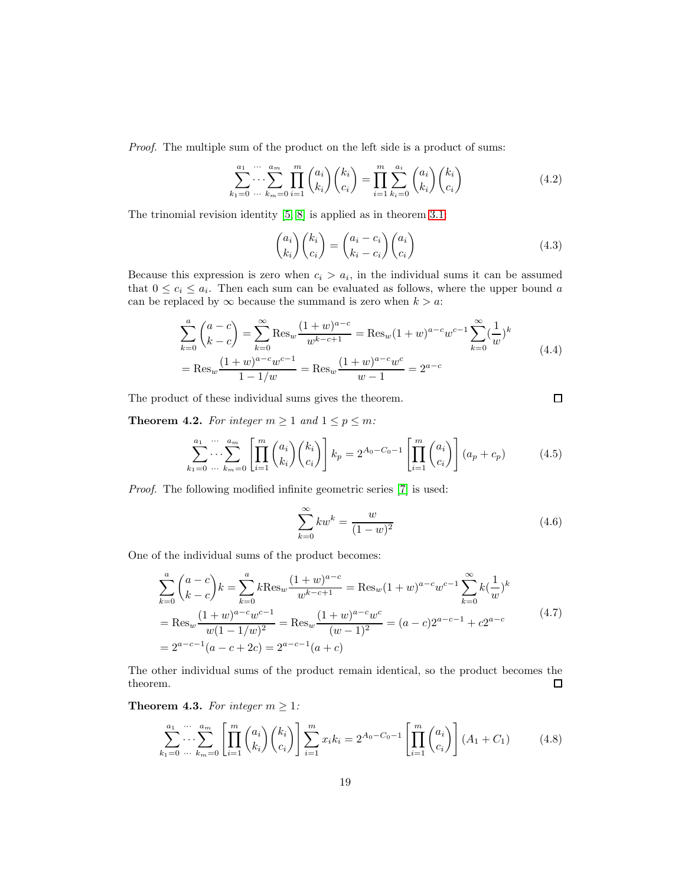*Proof.* The multiple sum of the product on the left side is a product of sums:

$$\sum_{k_1=0}^{a_1} \cdots \sum_{k_m=0}^{a_m} \prod_{i=1}^{m} \binom{a_i}{k_i}\binom{k_i}{c_i} = \prod_{i=1}^{m} \sum_{k_i=0}^{a_i} \binom{a_i}{k_i}\binom{k_i}{c_i} \tag{4.2}$$

The trinomial revision identity [5, 8] is applied as in theorem 3.1:

$$\binom{a_i}{k_i}\binom{k_i}{c_i} = \binom{a_i - c_i}{k_i - c_i}\binom{a_i}{c_i} \tag{4.3}$$

Because this expression is zero when $c_i > a_i$, in the individual sums it can be assumed that $0 \le c_i \le a_i$. Then each sum can be evaluated as follows, where the upper bound $a$ can be replaced by $\infty$ because the summand is zero when $k > a$:

$$\begin{aligned}
&\sum_{k=0}^{a} \binom{a-c}{k-c} = \sum_{k=0}^{\infty} \text{Res}_w \frac{(1+w)^{a-c}}{w^{k-c+1}} = \text{Res}_w (1+w)^{a-c} w^{c-1} \sum_{k=0}^{\infty} (\frac{1}{w})^k \\
&= \text{Res}_w \frac{(1+w)^{a-c} w^{c-1}}{1 - 1/w} = \text{Res}_w \frac{(1+w)^{a-c} w^{c}}{w-1} = 2^{a-c}
\end{aligned} \tag{4.4}$$

The product of these individual sums gives the theorem. ◻

**Theorem 4.2.** *For integer $m \ge 1$ and $1 \le p \le m$:*

$$\sum_{k_1=0}^{a_1} \cdots \sum_{k_m=0}^{a_m} \left[\prod_{i=1}^{m} \binom{a_i}{k_i}\binom{k_i}{c_i}\right] k_p = 2^{A_0 - C_0 - 1} \left[\prod_{i=1}^{m} \binom{a_i}{c_i}\right] (a_p + c_p) \tag{4.5}$$

*Proof.* The following modified infinite geometric series [7] is used:

$$\sum_{k=0}^{\infty} k w^k = \frac{w}{(1-w)^2} \tag{4.6}$$

One of the individual sums of the product becomes:

$$\begin{aligned}
&\sum_{k=0}^{a} \binom{a-c}{k-c} k = \sum_{k=0}^{a} k \text{Res}_w \frac{(1+w)^{a-c}}{w^{k-c+1}} = \text{Res}_w (1+w)^{a-c} w^{c-1} \sum_{k=0}^{\infty} k (\frac{1}{w})^k \\
&= \text{Res}_w \frac{(1+w)^{a-c} w^{c-1}}{w(1 - 1/w)^2} = \text{Res}_w \frac{(1+w)^{a-c} w^{c}}{(w-1)^2} = (a-c)2^{a-c-1} + c 2^{a-c} \\
&= 2^{a-c-1}(a - c + 2c) = 2^{a-c-1}(a + c)
\end{aligned} \tag{4.7}$$

The other individual sums of the product remain identical, so the product becomes the theorem. ◻

**Theorem 4.3.** *For integer $m \ge 1$:*

$$\sum_{k_1=0}^{a_1} \cdots \sum_{k_m=0}^{a_m} \left[\prod_{i=1}^{m} \binom{a_i}{k_i}\binom{k_i}{c_i}\right] \sum_{i=1}^{m} x_i k_i = 2^{A_0 - C_0 - 1} \left[\prod_{i=1}^{m} \binom{a_i}{c_i}\right] (A_1 + C_1) \tag{4.8}$$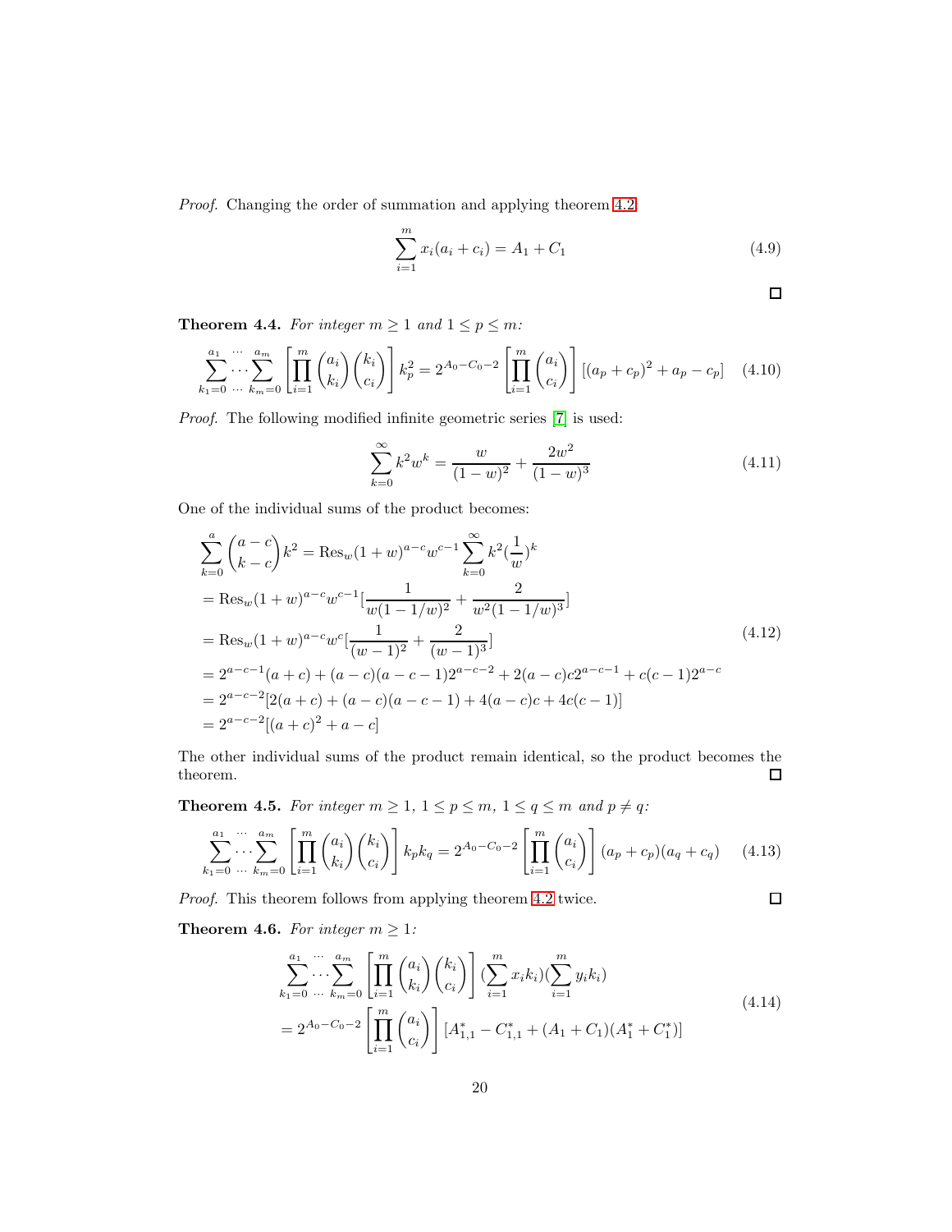*Proof.* Changing the order of summation and applying theorem 4.2:

$$\sum_{i=1}^{m} x_i(a_i + c_i) = A_1 + C_1 \tag{4.9}$$

□

**Theorem 4.4.** *For integer $m \geq 1$ and $1 \leq p \leq m$:*

$$\sum_{k_1=0}^{a_1} \cdots \sum_{k_m=0}^{a_m} \left[\prod_{i=1}^{m} \binom{a_i}{k_i}\binom{k_i}{c_i}\right] k_p^2 = 2^{A_0 - C_0 - 2}\left[\prod_{i=1}^{m}\binom{a_i}{c_i}\right][(a_p + c_p)^2 + a_p - c_p] \tag{4.10}$$

*Proof.* The following modified infinite geometric series [7] is used:

$$\sum_{k=0}^{\infty} k^2 w^k = \frac{w}{(1-w)^2} + \frac{2w^2}{(1-w)^3} \tag{4.11}$$

One of the individual sums of the product becomes:

$$\begin{aligned}
&\sum_{k=0}^{a} \binom{a-c}{k-c} k^2 = \mathrm{Res}_w (1+w)^{a-c} w^{c-1} \sum_{k=0}^{\infty} k^2 (\frac{1}{w})^k \\
&= \mathrm{Res}_w (1+w)^{a-c} w^{c-1} [\frac{1}{w(1-1/w)^2} + \frac{2}{w^2(1-1/w)^3}] \\
&= \mathrm{Res}_w (1+w)^{a-c} w^{c} [\frac{1}{(w-1)^2} + \frac{2}{(w-1)^3}] \\
&= 2^{a-c-1}(a+c) + (a-c)(a-c-1)2^{a-c-2} + 2(a-c)c2^{a-c-1} + c(c-1)2^{a-c} \\
&= 2^{a-c-2}[2(a+c) + (a-c)(a-c-1) + 4(a-c)c + 4c(c-1)] \\
&= 2^{a-c-2}[(a+c)^2 + a - c]
\end{aligned} \tag{4.12}$$

The other individual sums of the product remain identical, so the product becomes the theorem. □

**Theorem 4.5.** *For integer $m \geq 1$, $1 \leq p \leq m$, $1 \leq q \leq m$ and $p \neq q$:*

$$\sum_{k_1=0}^{a_1} \cdots \sum_{k_m=0}^{a_m} \left[\prod_{i=1}^{m} \binom{a_i}{k_i}\binom{k_i}{c_i}\right] k_p k_q = 2^{A_0 - C_0 - 2}\left[\prod_{i=1}^{m}\binom{a_i}{c_i}\right](a_p + c_p)(a_q + c_q) \tag{4.13}$$

*Proof.* This theorem follows from applying theorem 4.2 twice. □

**Theorem 4.6.** *For integer $m \geq 1$:*

$$\begin{aligned}
&\sum_{k_1=0}^{a_1} \cdots \sum_{k_m=0}^{a_m} \left[\prod_{i=1}^{m} \binom{a_i}{k_i}\binom{k_i}{c_i}\right] (\sum_{i=1}^{m} x_i k_i)(\sum_{i=1}^{m} y_i k_i) \\
&= 2^{A_0 - C_0 - 2}\left[\prod_{i=1}^{m}\binom{a_i}{c_i}\right][A_{1,1}^* - C_{1,1}^* + (A_1 + C_1)(A_1^* + C_1^*)]
\end{aligned} \tag{4.14}$$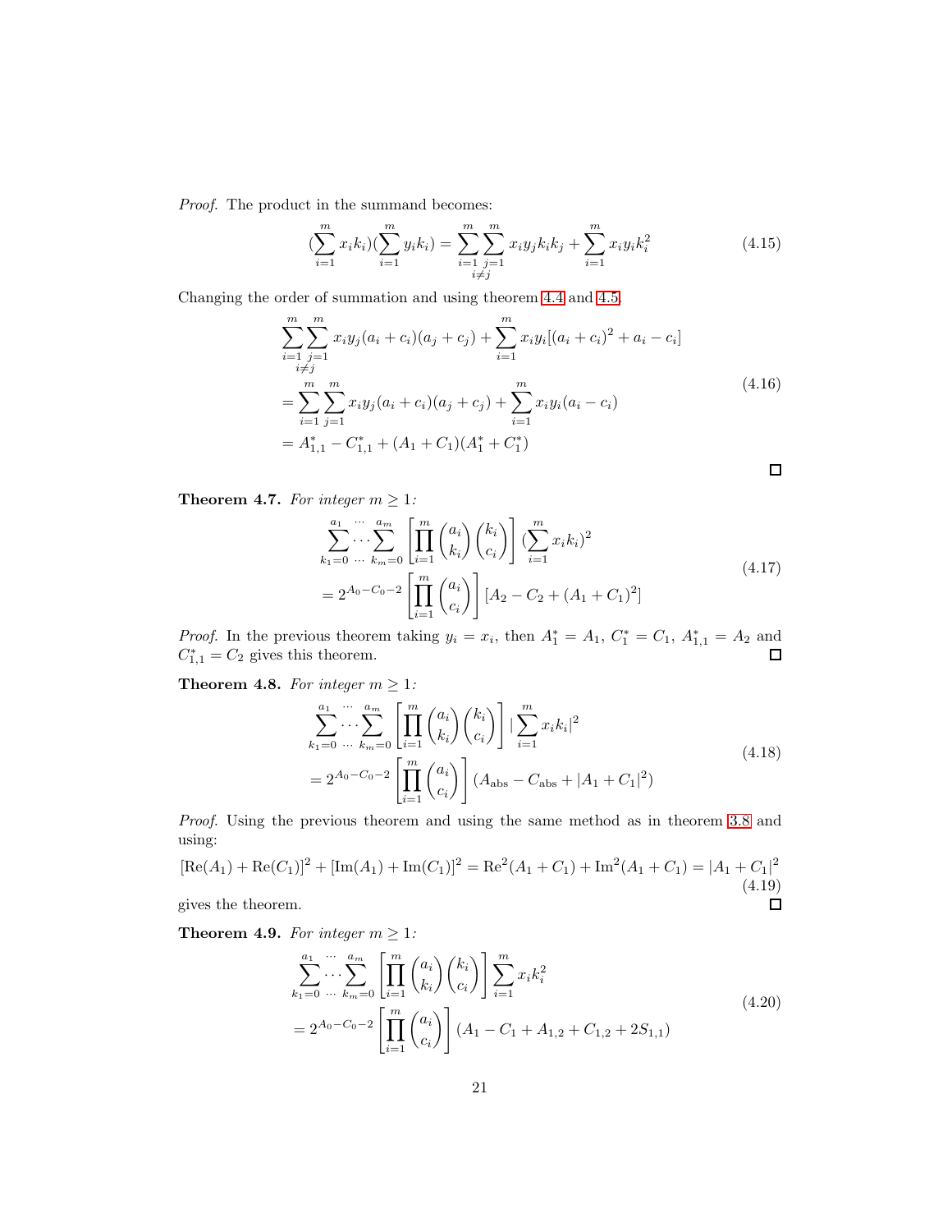*Proof.* The product in the summand becomes:

$$(\sum_{i=1}^{m} x_i k_i)(\sum_{i=1}^{m} y_i k_i) = \sum_{\substack{i=1 \\ i \neq j}}^{m} \sum_{j=1}^{m} x_i y_j k_i k_j + \sum_{i=1}^{m} x_i y_i k_i^2 \tag{4.15}$$

Changing the order of summation and using theorem 4.4 and 4.5,

$$\begin{aligned}
&\sum_{\substack{i=1 \\ i \neq j}}^{m} \sum_{j=1}^{m} x_i y_j (a_i + c_i)(a_j + c_j) + \sum_{i=1}^{m} x_i y_i [(a_i + c_i)^2 + a_i - c_i] \\
&= \sum_{i=1}^{m} \sum_{j=1}^{m} x_i y_j (a_i + c_i)(a_j + c_j) + \sum_{i=1}^{m} x_i y_i (a_i - c_i) \\
&= A_{1,1}^* - C_{1,1}^* + (A_1 + C_1)(A_1^* + C_1^*)
\end{aligned} \tag{4.16}$$

□

**Theorem 4.7.** *For integer $m \geq 1$:*

$$\begin{aligned}
&\sum_{k_1=0}^{a_1} \cdots \sum_{k_m=0}^{a_m} \left[ \prod_{i=1}^{m} \binom{a_i}{k_i} \binom{k_i}{c_i} \right] (\sum_{i=1}^{m} x_i k_i)^2 \\
&= 2^{A_0 - C_0 - 2} \left[ \prod_{i=1}^{m} \binom{a_i}{c_i} \right] [A_2 - C_2 + (A_1 + C_1)^2]
\end{aligned} \tag{4.17}$$

*Proof.* In the previous theorem taking $y_i = x_i$, then $A_1^* = A_1$, $C_1^* = C_1$, $A_{1,1}^* = A_2$ and $C_{1,1}^* = C_2$ gives this theorem. □

**Theorem 4.8.** *For integer $m \geq 1$:*

$$\begin{aligned}
&\sum_{k_1=0}^{a_1} \cdots \sum_{k_m=0}^{a_m} \left[ \prod_{i=1}^{m} \binom{a_i}{k_i} \binom{k_i}{c_i} \right] |\sum_{i=1}^{m} x_i k_i|^2 \\
&= 2^{A_0 - C_0 - 2} \left[ \prod_{i=1}^{m} \binom{a_i}{c_i} \right] (A_{\text{abs}} - C_{\text{abs}} + |A_1 + C_1|^2)
\end{aligned} \tag{4.18}$$

*Proof.* Using the previous theorem and using the same method as in theorem 3.8 and using:

$$[\text{Re}(A_1) + \text{Re}(C_1)]^2 + [\text{Im}(A_1) + \text{Im}(C_1)]^2 = \text{Re}^2(A_1 + C_1) + \text{Im}^2(A_1 + C_1) = |A_1 + C_1|^2 \tag{4.19}$$

gives the theorem. □

**Theorem 4.9.** *For integer $m \geq 1$:*

$$\begin{aligned}
&\sum_{k_1=0}^{a_1} \cdots \sum_{k_m=0}^{a_m} \left[ \prod_{i=1}^{m} \binom{a_i}{k_i} \binom{k_i}{c_i} \right] \sum_{i=1}^{m} x_i k_i^2 \\
&= 2^{A_0 - C_0 - 2} \left[ \prod_{i=1}^{m} \binom{a_i}{c_i} \right] (A_1 - C_1 + A_{1,2} + C_{1,2} + 2S_{1,1})
\end{aligned} \tag{4.20}$$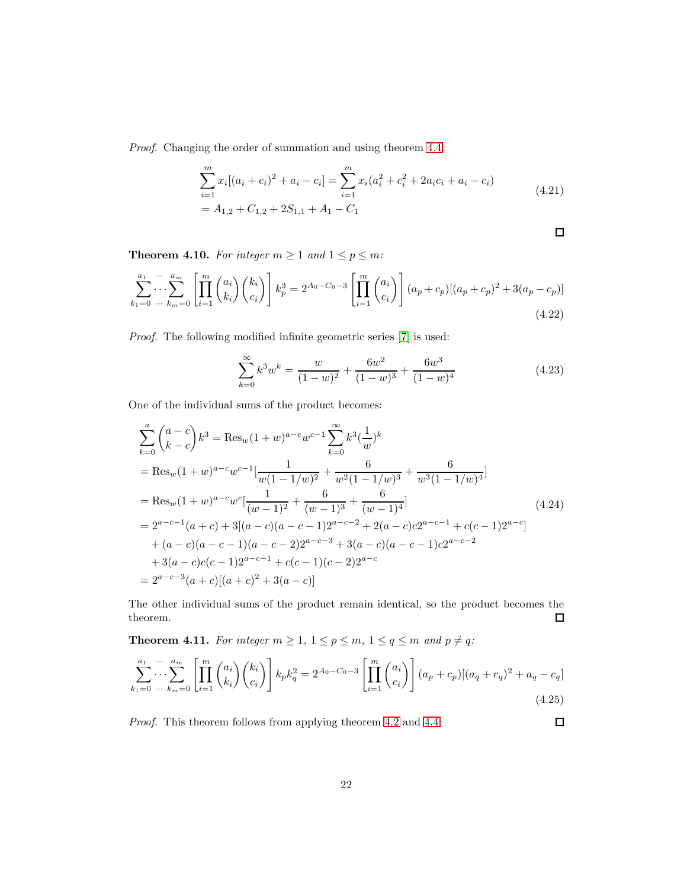*Proof.* Changing the order of summation and using theorem 4.4:

$$\begin{aligned}
&\sum_{i=1}^{m} x_i[(a_i+c_i)^2+a_i-c_i] = \sum_{i=1}^{m} x_i(a_i^2+c_i^2+2a_ic_i+a_i-c_i) \\
&= A_{1,2}+C_{1,2}+2S_{1,1}+A_1-C_1
\end{aligned} \tag{4.21}$$

□

**Theorem 4.10.** *For integer $m \geq 1$ and $1 \leq p \leq m$:*

$$\sum_{k_1=0}^{a_1} \cdots \sum_{k_m=0}^{a_m} \left[\prod_{i=1}^{m} \binom{a_i}{k_i}\binom{k_i}{c_i}\right] k_p^3 = 2^{A_0-C_0-3}\left[\prod_{i=1}^{m}\binom{a_i}{c_i}\right](a_p+c_p)[(a_p+c_p)^2+3(a_p-c_p)] \tag{4.22}$$

*Proof.* The following modified infinite geometric series [7] is used:

$$\sum_{k=0}^{\infty} k^3 w^k = \frac{w}{(1-w)^2}+\frac{6w^2}{(1-w)^3}+\frac{6w^3}{(1-w)^4} \tag{4.23}$$

One of the individual sums of the product becomes:

$$\begin{aligned}
&\sum_{k=0}^{a}\binom{a-c}{k-c}k^3 = \mathrm{Res}_w(1+w)^{a-c}w^{c-1}\sum_{k=0}^{\infty}k^3(\frac{1}{w})^k \\
&= \mathrm{Res}_w(1+w)^{a-c}w^{c-1}[\frac{1}{w(1-1/w)^2}+\frac{6}{w^2(1-1/w)^3}+\frac{6}{w^3(1-1/w)^4}] \\
&= \mathrm{Res}_w(1+w)^{a-c}w^{c}[\frac{1}{(w-1)^2}+\frac{6}{(w-1)^3}+\frac{6}{(w-1)^4}] \\
&= 2^{a-c-1}(a+c)+3[(a-c)(a-c-1)2^{a-c-2}+2(a-c)c2^{a-c-1}+c(c-1)2^{a-c}] \\
&\quad +(a-c)(a-c-1)(a-c-2)2^{a-c-3}+3(a-c)(a-c-1)c2^{a-c-2} \\
&\quad +3(a-c)c(c-1)2^{a-c-1}+c(c-1)(c-2)2^{a-c} \\
&= 2^{a-c-3}(a+c)[(a+c)^2+3(a-c)]
\end{aligned} \tag{4.24}$$

The other individual sums of the product remain identical, so the product becomes the theorem. □

**Theorem 4.11.** *For integer $m \geq 1$, $1 \leq p \leq m$, $1 \leq q \leq m$ and $p \neq q$:*

$$\sum_{k_1=0}^{a_1} \cdots \sum_{k_m=0}^{a_m} \left[\prod_{i=1}^{m} \binom{a_i}{k_i}\binom{k_i}{c_i}\right] k_p k_q^2 = 2^{A_0-C_0-3}\left[\prod_{i=1}^{m}\binom{a_i}{c_i}\right](a_p+c_p)[(a_q+c_q)^2+a_q-c_q] \tag{4.25}$$

*Proof.* This theorem follows from applying theorem 4.2 and 4.4. □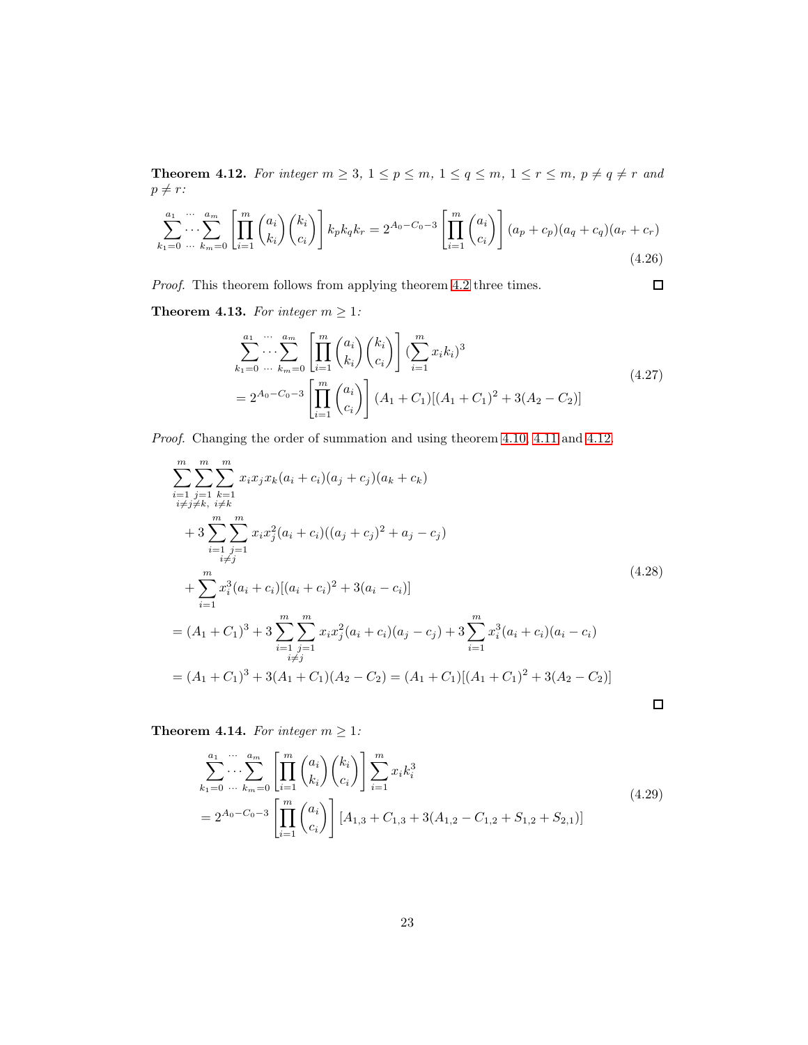**Theorem 4.12.** *For integer $m \geq 3$, $1 \leq p \leq m$, $1 \leq q \leq m$, $1 \leq r \leq m$, $p \neq q \neq r$ and $p \neq r$:*

$$\sum_{k_1=0}^{a_1} \overset{\cdots}{\underset{\cdots}{\cdots}} \sum_{k_m=0}^{a_m} \left[ \prod_{i=1}^{m} \binom{a_i}{k_i} \binom{k_i}{c_i} \right] k_p k_q k_r = 2^{A_0 - C_0 - 3} \left[ \prod_{i=1}^{m} \binom{a_i}{c_i} \right] (a_p + c_p)(a_q + c_q)(a_r + c_r) \tag{4.26}$$

*Proof.* This theorem follows from applying theorem 4.2 three times. ◻

**Theorem 4.13.** *For integer $m \geq 1$:*

$$\begin{aligned} &\sum_{k_1=0}^{a_1} \overset{\cdots}{\underset{\cdots}{\cdots}} \sum_{k_m=0}^{a_m} \left[ \prod_{i=1}^{m} \binom{a_i}{k_i} \binom{k_i}{c_i} \right] (\sum_{i=1}^{m} x_i k_i)^3 \\ &= 2^{A_0 - C_0 - 3} \left[ \prod_{i=1}^{m} \binom{a_i}{c_i} \right] (A_1 + C_1)[(A_1 + C_1)^2 + 3(A_2 - C_2)] \end{aligned} \tag{4.27}$$

*Proof.* Changing the order of summation and using theorem 4.10, 4.11 and 4.12.

$$\begin{aligned} &\sum_{\substack{i=1 \\ i \neq j \neq k,}}^{m} \sum_{j=1}^{m} \sum_{\substack{k=1 \\ i \neq k}}^{m} x_i x_j x_k (a_i + c_i)(a_j + c_j)(a_k + c_k) \\ &\quad + 3 \sum_{\substack{i=1 \\ i \neq j}}^{m} \sum_{j=1}^{m} x_i x_j^2 (a_i + c_i)((a_j + c_j)^2 + a_j - c_j) \\ &\quad + \sum_{i=1}^{m} x_i^3 (a_i + c_i)[(a_i + c_i)^2 + 3(a_i - c_i)] \\ &= (A_1 + C_1)^3 + 3 \sum_{\substack{i=1 \\ i \neq j}}^{m} \sum_{j=1}^{m} x_i x_j^2 (a_i + c_i)(a_j - c_j) + 3 \sum_{i=1}^{m} x_i^3 (a_i + c_i)(a_i - c_i) \\ &= (A_1 + C_1)^3 + 3(A_1 + C_1)(A_2 - C_2) = (A_1 + C_1)[(A_1 + C_1)^2 + 3(A_2 - C_2)] \end{aligned} \tag{4.28}$$

◻

**Theorem 4.14.** *For integer $m \geq 1$:*

$$\begin{aligned} &\sum_{k_1=0}^{a_1} \overset{\cdots}{\underset{\cdots}{\cdots}} \sum_{k_m=0}^{a_m} \left[ \prod_{i=1}^{m} \binom{a_i}{k_i} \binom{k_i}{c_i} \right] \sum_{i=1}^{m} x_i k_i^3 \\ &= 2^{A_0 - C_0 - 3} \left[ \prod_{i=1}^{m} \binom{a_i}{c_i} \right] [A_{1,3} + C_{1,3} + 3(A_{1,2} - C_{1,2} + S_{1,2} + S_{2,1})] \end{aligned} \tag{4.29}$$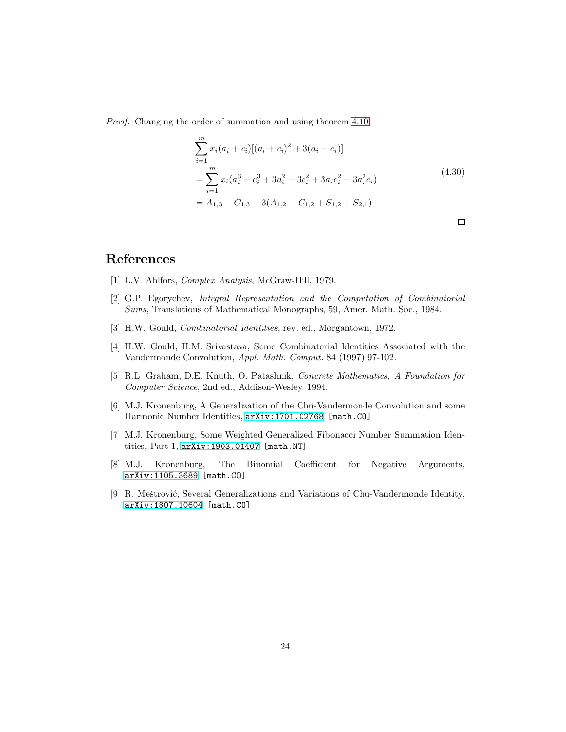*Proof.* Changing the order of summation and using theorem 4.10

$$
\begin{aligned}
&\sum_{i=1}^{m} x_i(a_i + c_i)[(a_i + c_i)^2 + 3(a_i - c_i)] \\
&= \sum_{i=1}^{m} x_i(a_i^3 + c_i^3 + 3a_i^2 - 3c_i^2 + 3a_i c_i^2 + 3a_i^2 c_i) \\
&= A_{1,3} + C_{1,3} + 3(A_{1,2} - C_{1,2} + S_{1,2} + S_{2,1})
\end{aligned}
\tag{4.30}
$$

□

## References

[1] L.V. Ahlfors, *Complex Analysis*, McGraw-Hill, 1979.

[2] G.P. Egorychev, *Integral Representation and the Computation of Combinatorial Sums*, Translations of Mathematical Monographs, 59, Amer. Math. Soc., 1984.

[3] H.W. Gould, *Combinatorial Identities*, rev. ed., Morgantown, 1972.

[4] H.W. Gould, H.M. Srivastava, Some Combinatorial Identities Associated with the Vandermonde Convolution, *Appl. Math. Comput.* 84 (1997) 97-102.

[5] R.L. Graham, D.E. Knuth, O. Patashnik, *Concrete Mathematics, A Foundation for Computer Science*, 2nd ed., Addison-Wesley, 1994.

[6] M.J. Kronenburg, A Generalization of the Chu-Vandermonde Convolution and some Harmonic Number Identities, arXiv:1701.02768 [math.CO]

[7] M.J. Kronenburg, Some Weighted Generalized Fibonacci Number Summation Identities, Part 1, arXiv:1903.01407 [math.NT]

[8] M.J. Kronenburg, The Binomial Coefficient for Negative Arguments, arXiv:1105.3689 [math.CO]

[9] R. Meštrović, Several Generalizations and Variations of Chu-Vandermonde Identity, arXiv:1807.10604 [math.CO]